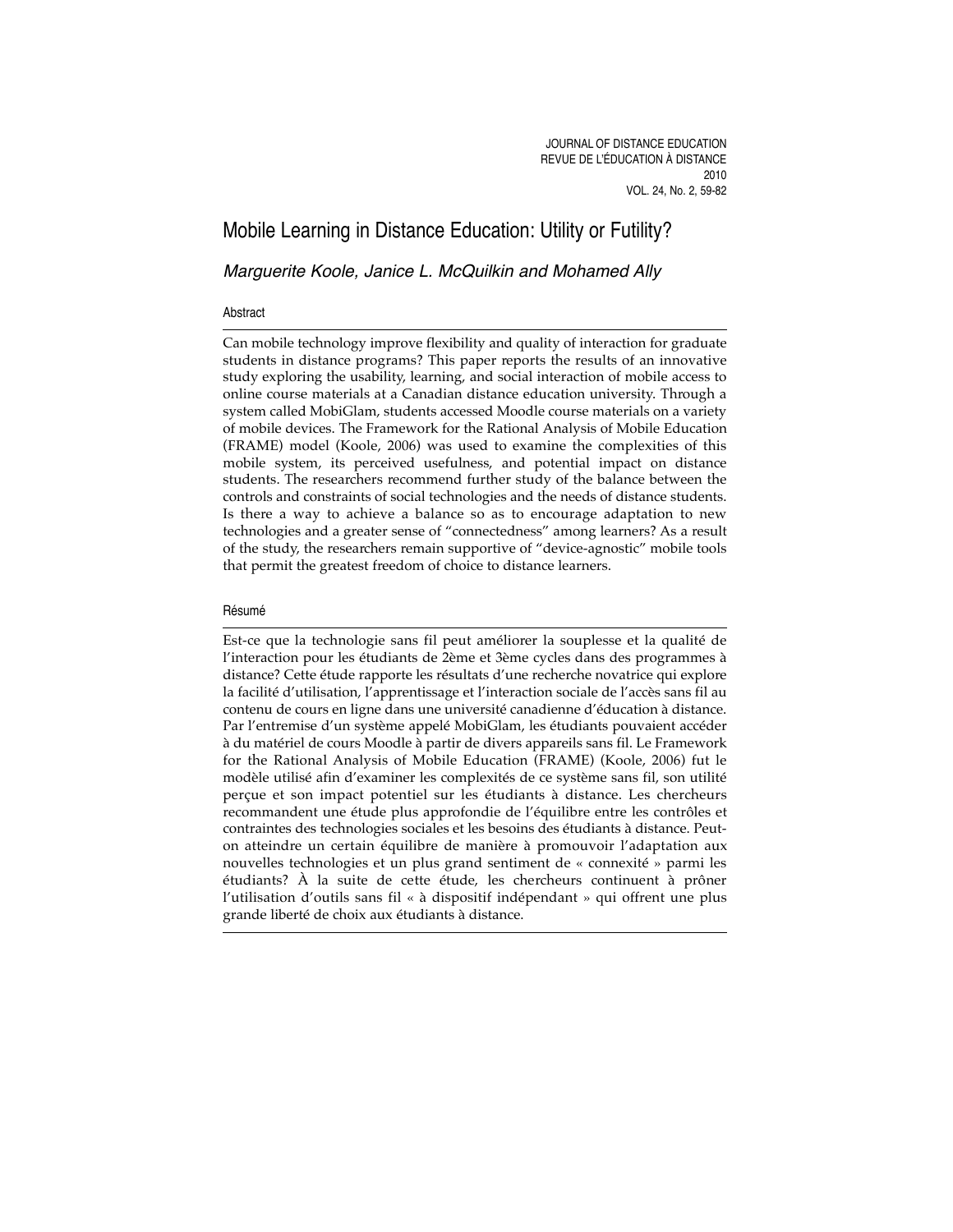# Mobile Learning in Distance Education: Utility or Futility?

*Marguerite Koole, Janice L. McQuilkin and Mohamed Ally*

## Abstract

Can mobile technology improve flexibility and quality of interaction for graduate students in distance programs? This paper reports the results of an innovative study exploring the usability, learning, and social interaction of mobile access to online course materials at a Canadian distance education university. Through a system called MobiGlam, students accessed Moodle course materials on a variety of mobile devices. The Framework for the Rational Analysis of Mobile Education (FRAME) model (Koole, 2006) was used to examine the complexities of this mobile system, its perceived usefulness, and potential impact on distance students. The researchers recommend further study of the balance between the controls and constraints of social technologies and the needs of distance students. Is there a way to achieve a balance so as to encourage adaptation to new technologies and a greater sense of "connectedness" among learners? As a result of the study, the researchers remain supportive of "device-agnostic" mobile tools that permit the greatest freedom of choice to distance learners.

## Résumé

Est-ce que la technologie sans fil peut améliorer la souplesse et la qualité de l'interaction pour les étudiants de 2ème et 3ème cycles dans des programmes à distance? Cette étude rapporte les résultats d'une recherche novatrice qui explore la facilité d'utilisation, l'apprentissage et l'interaction sociale de l'accès sans fil au contenu de cours en ligne dans une université canadienne d'éducation à distance. Par l'entremise d'un système appelé MobiGlam, les étudiants pouvaient accéder à du matériel de cours Moodle à partir de divers appareils sans fil. Le Framework for the Rational Analysis of Mobile Education (FRAME) (Koole, 2006) fut le modèle utilisé afin d'examiner les complexités de ce système sans fil, son utilité perçue et son impact potentiel sur les étudiants à distance. Les chercheurs recommandent une étude plus approfondie de l'équilibre entre les contrôles et contraintes des technologies sociales et les besoins des étudiants à distance. Peut-on atteindre un certain équilibre de manière à promouvoir l'adaptation aux nouvelles technologies et un plus grand sentiment de « connexité » parmi les étudiants? À la suite de cette étude, les chercheurs continuent à prôner l'utilisation d'outils sans fil « à dispositif indépendant » qui offrent une plus grande liberté de choix aux étudiants à distance.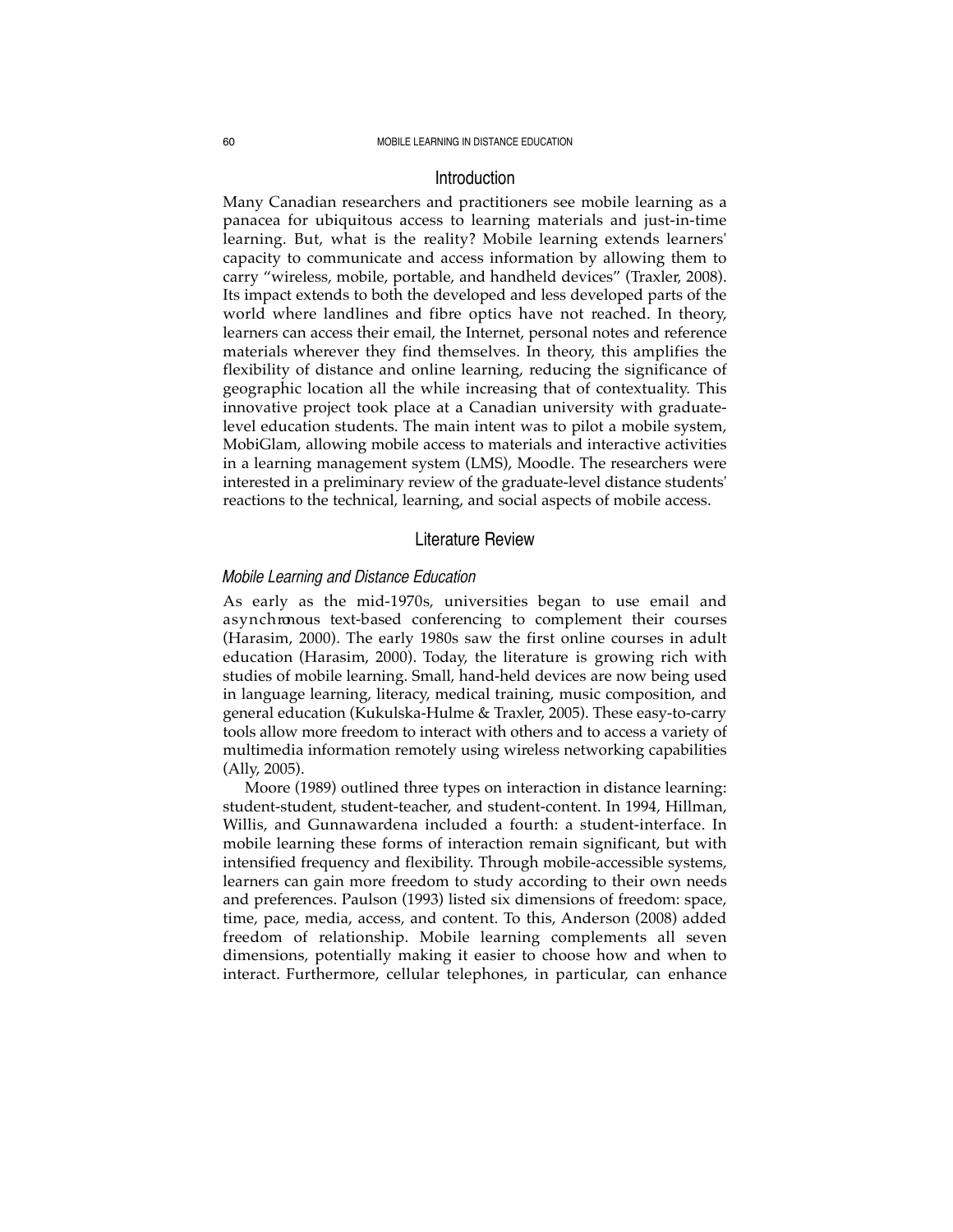## Introduction

Many Canadian researchers and practitioners see mobile learning as a panacea for ubiquitous access to learning materials and just-in-time learning. But, what is the reality? Mobile learning extends learners' capacity to communicate and access information by allowing them to carry "wireless, mobile, portable, and handheld devices" (Traxler, 2008). Its impact extends to both the developed and less developed parts of the world where landlines and fibre optics have not reached. In theory, learners can access their email, the Internet, personal notes and reference materials wherever they find themselves. In theory, this amplifies the flexibility of distance and online learning, reducing the significance of geographic location all the while increasing that of contextuality. This innovative project took place at a Canadian university with graduate-level education students. The main intent was to pilot a mobile system, MobiGlam, allowing mobile access to materials and interactive activities in a learning management system (LMS), Moodle. The researchers were interested in a preliminary review of the graduate-level distance students' reactions to the technical, learning, and social aspects of mobile access.

## Literature Review

### *Mobile Learning and Distance Education*

As early as the mid-1970s, universities began to use email and asynchronous text-based conferencing to complement their courses (Harasim, 2000). The early 1980s saw the first online courses in adult education (Harasim, 2000). Today, the literature is growing rich with studies of mobile learning. Small, hand-held devices are now being used in language learning, literacy, medical training, music composition, and general education (Kukulska-Hulme & Traxler, 2005). These easy-to-carry tools allow more freedom to interact with others and to access a variety of multimedia information remotely using wireless networking capabilities (Ally, 2005).

Moore (1989) outlined three types on interaction in distance learning: student-student, student-teacher, and student-content. In 1994, Hillman, Willis, and Gunnawardena included a fourth: a student-interface. In mobile learning these forms of interaction remain significant, but with intensified frequency and flexibility. Through mobile-accessible systems, learners can gain more freedom to study according to their own needs and preferences. Paulson (1993) listed six dimensions of freedom: space, time, pace, media, access, and content. To this, Anderson (2008) added freedom of relationship. Mobile learning complements all seven dimensions, potentially making it easier to choose how and when to interact. Furthermore, cellular telephones, in particular, can enhance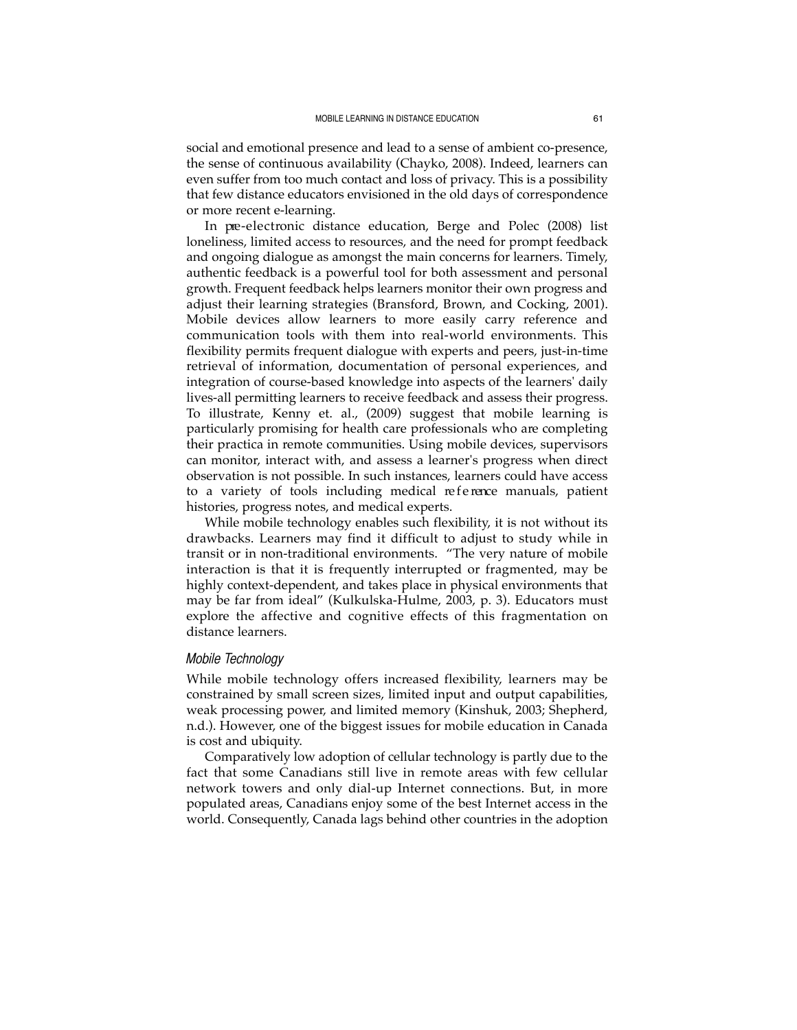social and emotional presence and lead to a sense of ambient co-presence, the sense of continuous availability (Chayko, 2008). Indeed, learners can even suffer from too much contact and loss of privacy. This is a possibility that few distance educators envisioned in the old days of correspondence or more recent e-learning.

In pre-electronic distance education, Berge and Polec (2008) list loneliness, limited access to resources, and the need for prompt feedback and ongoing dialogue as amongst the main concerns for learners. Timely, authentic feedback is a powerful tool for both assessment and personal growth. Frequent feedback helps learners monitor their own progress and adjust their learning strategies (Bransford, Brown, and Cocking, 2001). Mobile devices allow learners to more easily carry reference and communication tools with them into real-world environments. This flexibility permits frequent dialogue with experts and peers, just-in-time retrieval of information, documentation of personal experiences, and integration of course-based knowledge into aspects of the learners' daily lives-all permitting learners to receive feedback and assess their progress. To illustrate, Kenny et. al., (2009) suggest that mobile learning is particularly promising for health care professionals who are completing their practica in remote communities. Using mobile devices, supervisors can monitor, interact with, and assess a learner's progress when direct observation is not possible. In such instances, learners could have access to a variety of tools including medical reference manuals, patient histories, progress notes, and medical experts.

While mobile technology enables such flexibility, it is not without its drawbacks. Learners may find it difficult to adjust to study while in transit or in non-traditional environments. "The very nature of mobile interaction is that it is frequently interrupted or fragmented, may be highly context-dependent, and takes place in physical environments that may be far from ideal" (Kulkulska-Hulme, 2003, p. 3). Educators must explore the affective and cognitive effects of this fragmentation on distance learners.

### *Mobile Technology*

While mobile technology offers increased flexibility, learners may be constrained by small screen sizes, limited input and output capabilities, weak processing power, and limited memory (Kinshuk, 2003; Shepherd, n.d.). However, one of the biggest issues for mobile education in Canada is cost and ubiquity.

Comparatively low adoption of cellular technology is partly due to the fact that some Canadians still live in remote areas with few cellular network towers and only dial-up Internet connections. But, in more populated areas, Canadians enjoy some of the best Internet access in the world. Consequently, Canada lags behind other countries in the adoption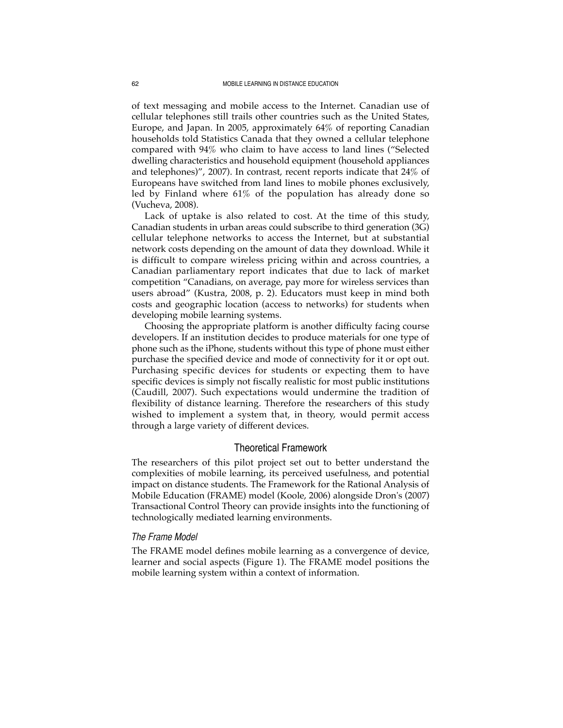of text messaging and mobile access to the Internet. Canadian use of cellular telephones still trails other countries such as the United States, Europe, and Japan. In 2005, approximately 64% of reporting Canadian households told Statistics Canada that they owned a cellular telephone compared with 94% who claim to have access to land lines ("Selected dwelling characteristics and household equipment (household appliances and telephones)", 2007). In contrast, recent reports indicate that 24% of Europeans have switched from land lines to mobile phones exclusively, led by Finland where 61% of the population has already done so (Vucheva, 2008).

Lack of uptake is also related to cost. At the time of this study, Canadian students in urban areas could subscribe to third generation (3G) cellular telephone networks to access the Internet, but at substantial network costs depending on the amount of data they download. While it is difficult to compare wireless pricing within and across countries, a Canadian parliamentary report indicates that due to lack of market competition "Canadians, on average, pay more for wireless services than users abroad" (Kustra, 2008, p. 2). Educators must keep in mind both costs and geographic location (access to networks) for students when developing mobile learning systems.

Choosing the appropriate platform is another difficulty facing course developers. If an institution decides to produce materials for one type of phone such as the iPhone, students without this type of phone must either purchase the specified device and mode of connectivity for it or opt out. Purchasing specific devices for students or expecting them to have specific devices is simply not fiscally realistic for most public institutions (Caudill, 2007). Such expectations would undermine the tradition of flexibility of distance learning. Therefore the researchers of this study wished to implement a system that, in theory, would permit access through a large variety of different devices.

## Theoretical Framework

The researchers of this pilot project set out to better understand the complexities of mobile learning, its perceived usefulness, and potential impact on distance students. The Framework for the Rational Analysis of Mobile Education (FRAME) model (Koole, 2006) alongside Dron's (2007) Transactional Control Theory can provide insights into the functioning of technologically mediated learning environments.

### *The Frame Model*

The FRAME model defines mobile learning as a convergence of device, learner and social aspects (Figure 1). The FRAME model positions the mobile learning system within a context of information.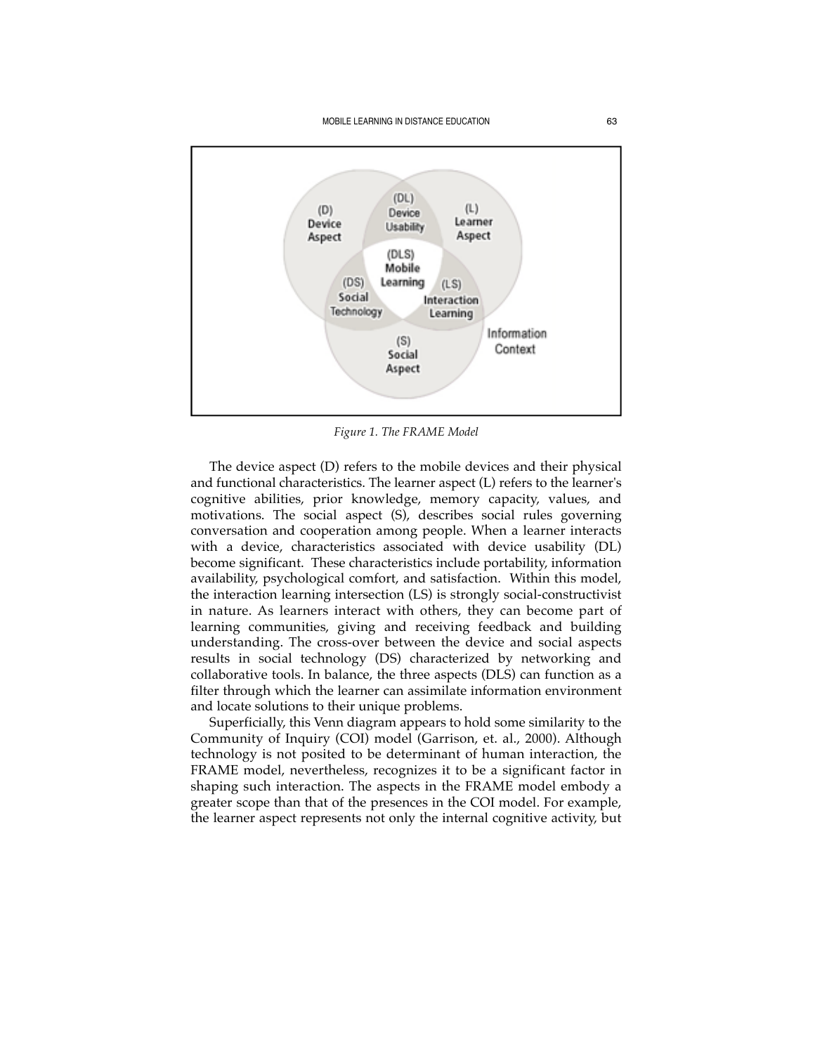*Figure 1. The FRAME Model*

The device aspect (D) refers to the mobile devices and their physical and functional characteristics. The learner aspect (L) refers to the learner's cognitive abilities, prior knowledge, memory capacity, values, and motivations. The social aspect (S), describes social rules governing conversation and cooperation among people. When a learner interacts with a device, characteristics associated with device usability (DL) become significant. These characteristics include portability, information availability, psychological comfort, and satisfaction. Within this model, the interaction learning intersection (LS) is strongly social-constructivist in nature. As learners interact with others, they can become part of learning communities, giving and receiving feedback and building understanding. The cross-over between the device and social aspects results in social technology (DS) characterized by networking and collaborative tools. In balance, the three aspects (DLS) can function as a filter through which the learner can assimilate information environment and locate solutions to their unique problems.

Superficially, this Venn diagram appears to hold some similarity to the Community of Inquiry (COI) model (Garrison, et. al., 2000). Although technology is not posited to be determinant of human interaction, the FRAME model, nevertheless, recognizes it to be a significant factor in shaping such interaction. The aspects in the FRAME model embody a greater scope than that of the presences in the COI model. For example, the learner aspect represents not only the internal cognitive activity, but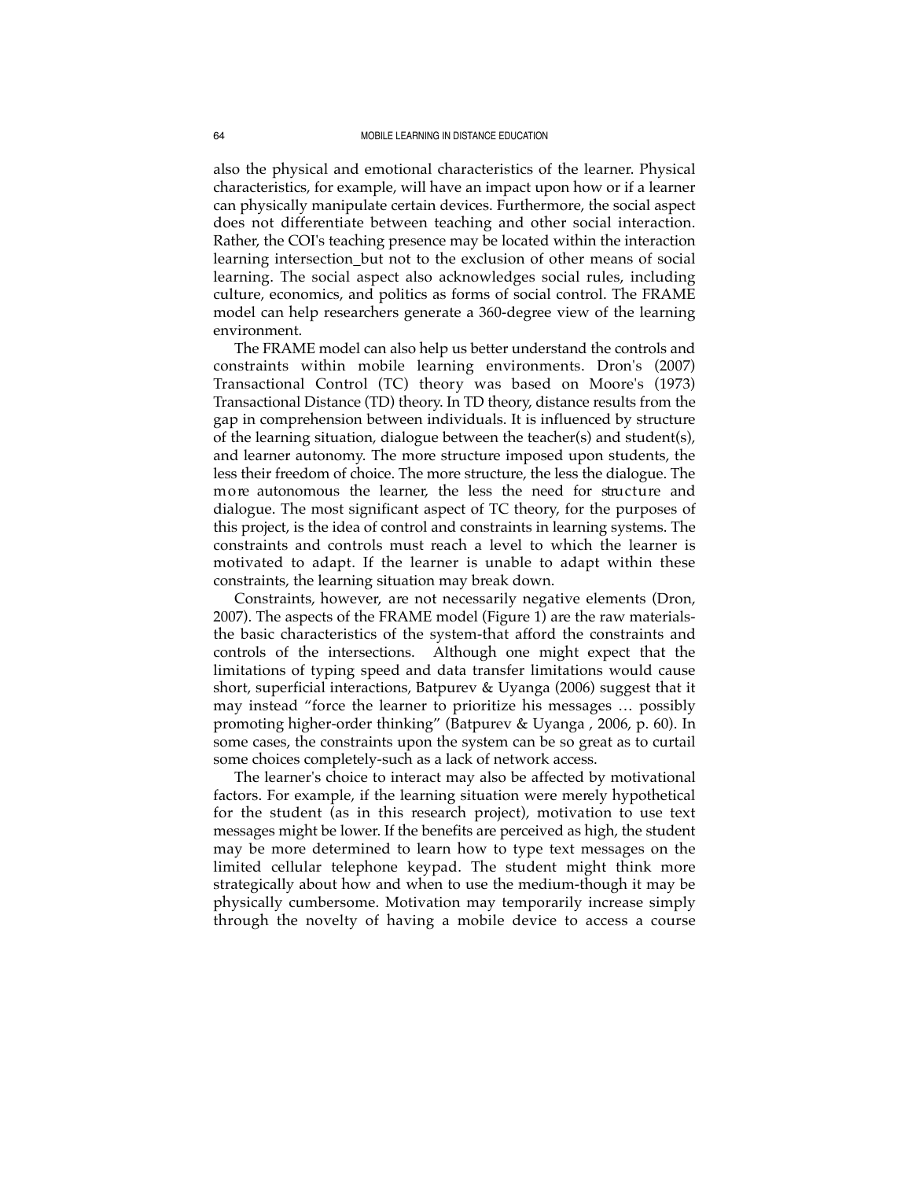also the physical and emotional characteristics of the learner. Physical characteristics, for example, will have an impact upon how or if a learner can physically manipulate certain devices. Furthermore, the social aspect does not differentiate between teaching and other social interaction. Rather, the COI's teaching presence may be located within the interaction learning intersection_but not to the exclusion of other means of social learning. The social aspect also acknowledges social rules, including culture, economics, and politics as forms of social control. The FRAME model can help researchers generate a 360-degree view of the learning environment.

The FRAME model can also help us better understand the controls and constraints within mobile learning environments. Dron's (2007) Transactional Control (TC) theory was based on Moore's (1973) Transactional Distance (TD) theory. In TD theory, distance results from the gap in comprehension between individuals. It is influenced by structure of the learning situation, dialogue between the teacher(s) and student(s), and learner autonomy. The more structure imposed upon students, the less their freedom of choice. The more structure, the less the dialogue. The more autonomous the learner, the less the need for structure and dialogue. The most significant aspect of TC theory, for the purposes of this project, is the idea of control and constraints in learning systems. The constraints and controls must reach a level to which the learner is motivated to adapt. If the learner is unable to adapt within these constraints, the learning situation may break down.

Constraints, however, are not necessarily negative elements (Dron, 2007). The aspects of the FRAME model (Figure 1) are the raw materials-the basic characteristics of the system-that afford the constraints and controls of the intersections. Although one might expect that the limitations of typing speed and data transfer limitations would cause short, superficial interactions, Batpurev & Uyanga (2006) suggest that it may instead "force the learner to prioritize his messages … possibly promoting higher-order thinking" (Batpurev & Uyanga , 2006, p. 60). In some cases, the constraints upon the system can be so great as to curtail some choices completely-such as a lack of network access.

The learner's choice to interact may also be affected by motivational factors. For example, if the learning situation were merely hypothetical for the student (as in this research project), motivation to use text messages might be lower. If the benefits are perceived as high, the student may be more determined to learn how to type text messages on the limited cellular telephone keypad. The student might think more strategically about how and when to use the medium-though it may be physically cumbersome. Motivation may temporarily increase simply through the novelty of having a mobile device to access a course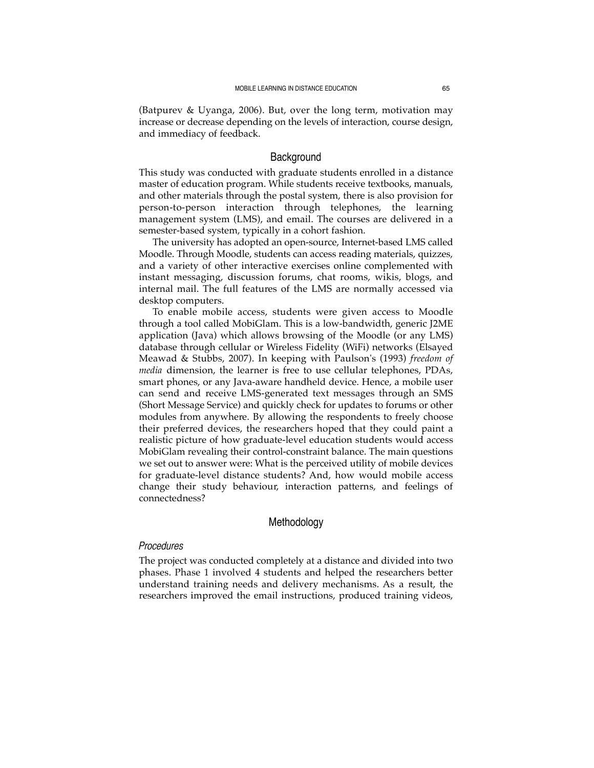(Batpurev & Uyanga, 2006). But, over the long term, motivation may increase or decrease depending on the levels of interaction, course design, and immediacy of feedback.

## Background

This study was conducted with graduate students enrolled in a distance master of education program. While students receive textbooks, manuals, and other materials through the postal system, there is also provision for person-to-person interaction through telephones, the learning management system (LMS), and email. The courses are delivered in a semester-based system, typically in a cohort fashion.

The university has adopted an open-source, Internet-based LMS called Moodle. Through Moodle, students can access reading materials, quizzes, and a variety of other interactive exercises online complemented with instant messaging, discussion forums, chat rooms, wikis, blogs, and internal mail. The full features of the LMS are normally accessed via desktop computers.

To enable mobile access, students were given access to Moodle through a tool called MobiGlam. This is a low-bandwidth, generic J2ME application (Java) which allows browsing of the Moodle (or any LMS) database through cellular or Wireless Fidelity (WiFi) networks (Elsayed Meawad & Stubbs, 2007). In keeping with Paulson's (1993) *freedom of media* dimension, the learner is free to use cellular telephones, PDAs, smart phones, or any Java-aware handheld device. Hence, a mobile user can send and receive LMS-generated text messages through an SMS (Short Message Service) and quickly check for updates to forums or other modules from anywhere. By allowing the respondents to freely choose their preferred devices, the researchers hoped that they could paint a realistic picture of how graduate-level education students would access MobiGlam revealing their control-constraint balance. The main questions we set out to answer were: What is the perceived utility of mobile devices for graduate-level distance students? And, how would mobile access change their study behaviour, interaction patterns, and feelings of connectedness?

## Methodology

### *Procedures*

The project was conducted completely at a distance and divided into two phases. Phase 1 involved 4 students and helped the researchers better understand training needs and delivery mechanisms. As a result, the researchers improved the email instructions, produced training videos,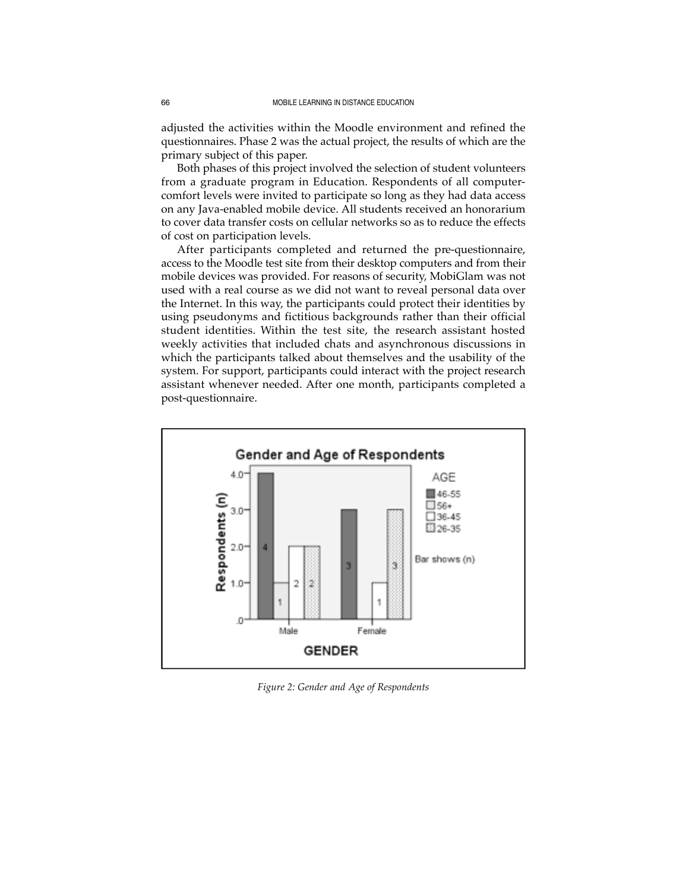adjusted the activities within the Moodle environment and refined the questionnaires. Phase 2 was the actual project, the results of which are the primary subject of this paper.

Both phases of this project involved the selection of student volunteers from a graduate program in Education. Respondents of all computer-comfort levels were invited to participate so long as they had data access on any Java-enabled mobile device. All students received an honorarium to cover data transfer costs on cellular networks so as to reduce the effects of cost on participation levels.

After participants completed and returned the pre-questionnaire, access to the Moodle test site from their desktop computers and from their mobile devices was provided. For reasons of security, MobiGlam was not used with a real course as we did not want to reveal personal data over the Internet. In this way, the participants could protect their identities by using pseudonyms and fictitious backgrounds rather than their official student identities. Within the test site, the research assistant hosted weekly activities that included chats and asynchronous discussions in which the participants talked about themselves and the usability of the system. For support, participants could interact with the project research assistant whenever needed. After one month, participants completed a post-questionnaire.

*Figure 2: Gender and Age of Respondents*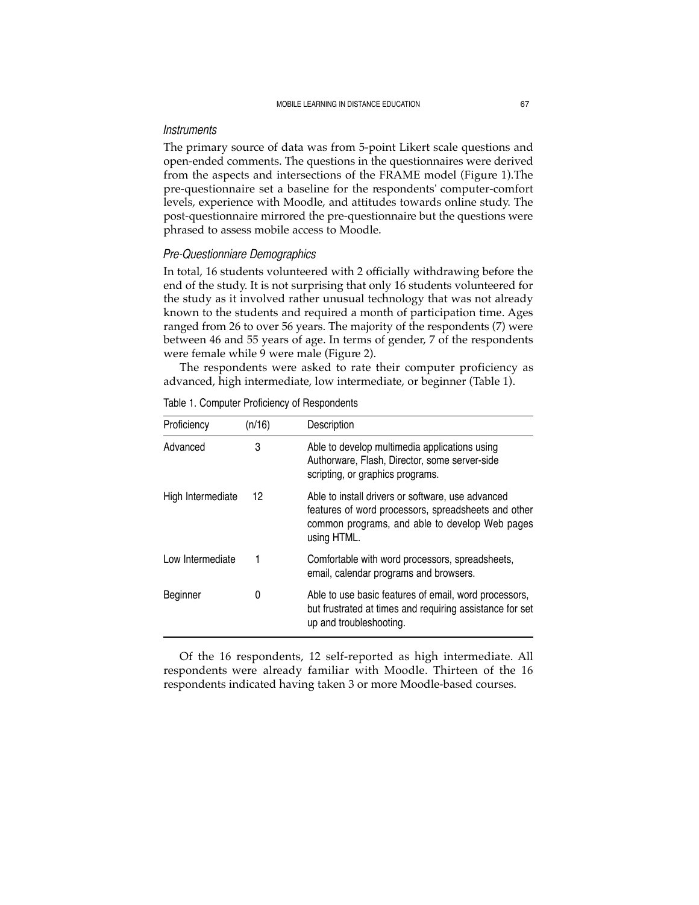### *Instruments*

The primary source of data was from 5-point Likert scale questions and open-ended comments. The questions in the questionnaires were derived from the aspects and intersections of the FRAME model (Figure 1).The pre-questionnaire set a baseline for the respondents' computer-comfort levels, experience with Moodle, and attitudes towards online study. The post-questionnaire mirrored the pre-questionnaire but the questions were phrased to assess mobile access to Moodle.

### *Pre-Questionniare Demographics*

In total, 16 students volunteered with 2 officially withdrawing before the end of the study. It is not surprising that only 16 students volunteered for the study as it involved rather unusual technology that was not already known to the students and required a month of participation time. Ages ranged from 26 to over 56 years. The majority of the respondents (7) were between 46 and 55 years of age. In terms of gender, 7 of the respondents were female while 9 were male (Figure 2).

The respondents were asked to rate their computer proficiency as advanced, high intermediate, low intermediate, or beginner (Table 1).

Table 1. Computer Proficiency of Respondents

| Proficiency | (n/16) | Description |
| --- | --- | --- |
| Advanced | 3 | Able to develop multimedia applications using Authorware, Flash, Director, some server-side scripting, or graphics programs. |
| High Intermediate | 12 | Able to install drivers or software, use advanced features of word processors, spreadsheets and other common programs, and able to develop Web pages using HTML. |
| Low Intermediate | 1 | Comfortable with word processors, spreadsheets, email, calendar programs and browsers. |
| Beginner | 0 | Able to use basic features of email, word processors, but frustrated at times and requiring assistance for set up and troubleshooting. |

Of the 16 respondents, 12 self-reported as high intermediate. All respondents were already familiar with Moodle. Thirteen of the 16 respondents indicated having taken 3 or more Moodle-based courses.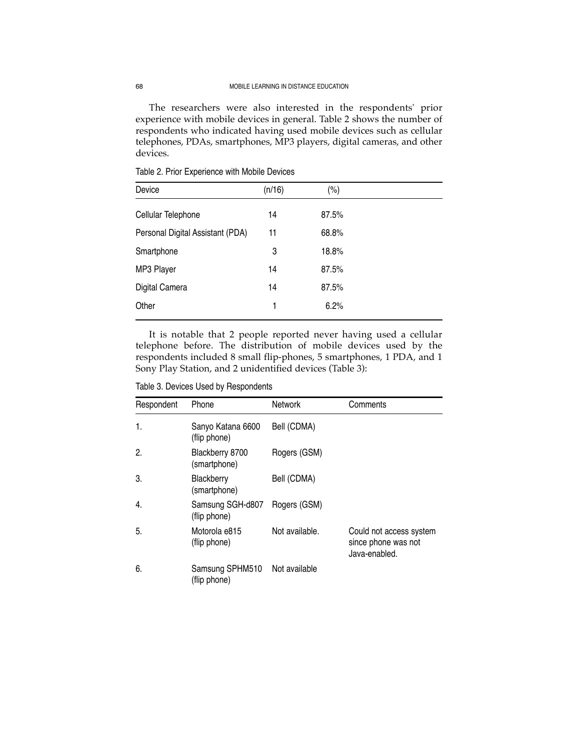The researchers were also interested in the respondents' prior experience with mobile devices in general. Table 2 shows the number of respondents who indicated having used mobile devices such as cellular telephones, PDAs, smartphones, MP3 players, digital cameras, and other devices.

Table 2. Prior Experience with Mobile Devices

| Device | (n/16) | (%) |
|---|---|---|
| Cellular Telephone | 14 | 87.5% |
| Personal Digital Assistant (PDA) | 11 | 68.8% |
| Smartphone | 3 | 18.8% |
| MP3 Player | 14 | 87.5% |
| Digital Camera | 14 | 87.5% |
| Other | 1 | 6.2% |

It is notable that 2 people reported never having used a cellular telephone before. The distribution of mobile devices used by the respondents included 8 small flip-phones, 5 smartphones, 1 PDA, and 1 Sony Play Station, and 2 unidentified devices (Table 3):

Table 3. Devices Used by Respondents

| Respondent | Phone | Network | Comments |
|---|---|---|---|
| 1. | Sanyo Katana 6600 (flip phone) | Bell (CDMA) | |
| 2. | Blackberry 8700 (smartphone) | Rogers (GSM) | |
| 3. | Blackberry (smartphone) | Bell (CDMA) | |
| 4. | Samsung SGH-d807 (flip phone) | Rogers (GSM) | |
| 5. | Motorola e815 (flip phone) | Not available. | Could not access system since phone was not Java-enabled. |
| 6. | Samsung SPHM510 (flip phone) | Not available | |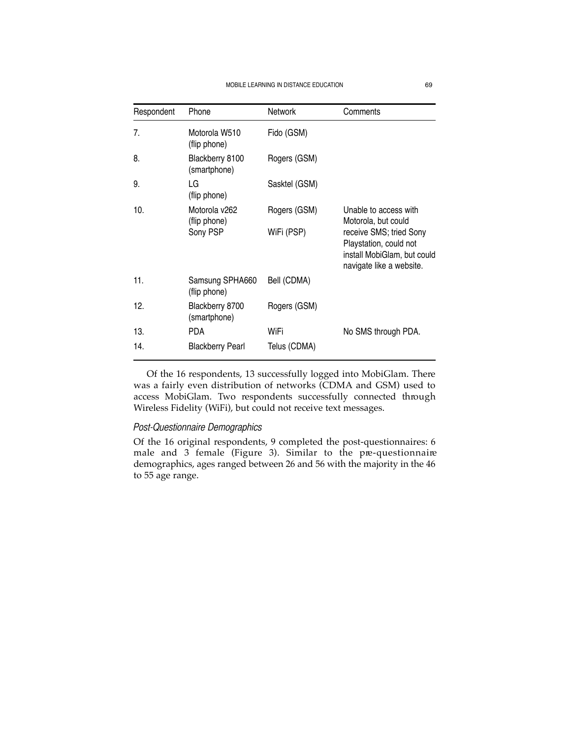| Respondent | Phone | Network | Comments |
|---|---|---|---|
| 7. | Motorola W510 (flip phone) | Fido (GSM) | |
| 8. | Blackberry 8100 (smartphone) | Rogers (GSM) | |
| 9. | LG (flip phone) | Sasktel (GSM) | |
| 10. | Motorola v262 (flip phone) Sony PSP | Rogers (GSM) WiFi (PSP) | Unable to access with Motorola, but could receive SMS; tried Sony Playstation, could not install MobiGlam, but could navigate like a website. |
| 11. | Samsung SPHA660 (flip phone) | Bell (CDMA) | |
| 12. | Blackberry 8700 (smartphone) | Rogers (GSM) | |
| 13. | PDA | WiFi | No SMS through PDA. |
| 14. | Blackberry Pearl | Telus (CDMA) | |

Of the 16 respondents, 13 successfully logged into MobiGlam. There was a fairly even distribution of networks (CDMA and GSM) used to access MobiGlam. Two respondents successfully connected through Wireless Fidelity (WiFi), but could not receive text messages.

### *Post-Questionnaire Demographics*

Of the 16 original respondents, 9 completed the post-questionnaires: 6 male and 3 female (Figure 3). Similar to the pre-questionnaire demographics, ages ranged between 26 and 56 with the majority in the 46 to 55 age range.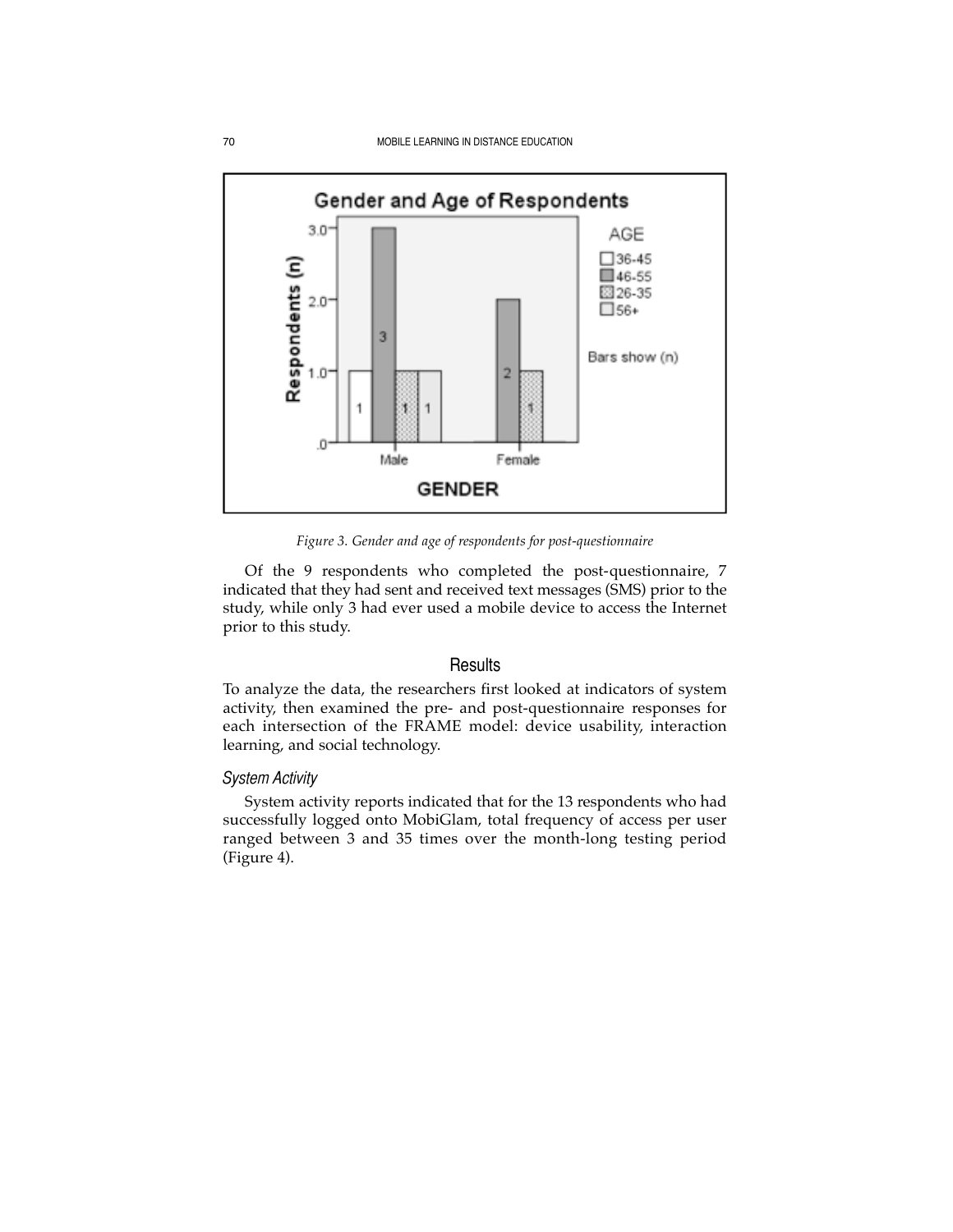*Figure 3. Gender and age of respondents for post-questionnaire*

Of the 9 respondents who completed the post-questionnaire, 7 indicated that they had sent and received text messages (SMS) prior to the study, while only 3 had ever used a mobile device to access the Internet prior to this study.

## Results

To analyze the data, the researchers first looked at indicators of system activity, then examined the pre- and post-questionnaire responses for each intersection of the FRAME model: device usability, interaction learning, and social technology.

### *System Activity*

System activity reports indicated that for the 13 respondents who had successfully logged onto MobiGlam, total frequency of access per user ranged between 3 and 35 times over the month-long testing period (Figure 4).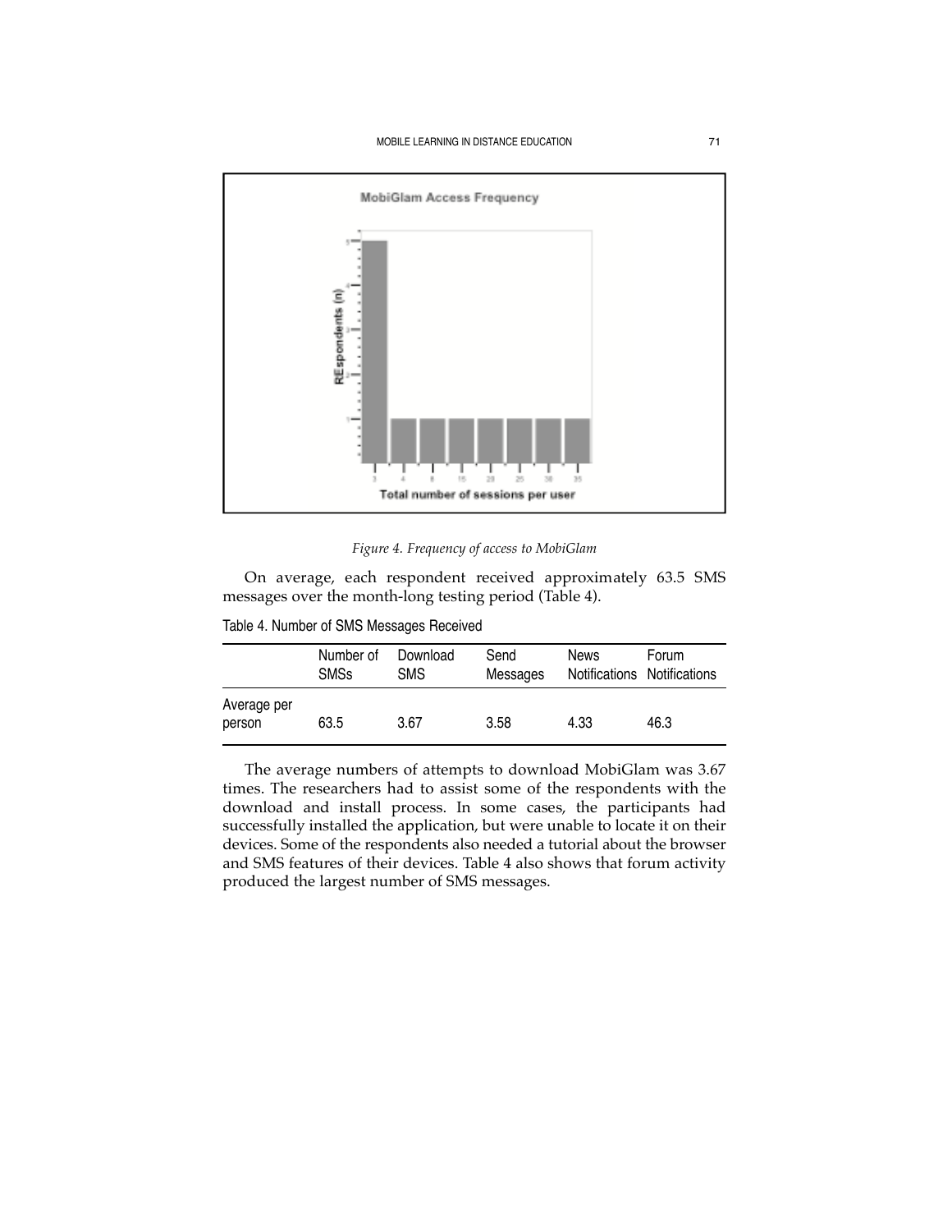*Figure 4. Frequency of access to MobiGlam*

On average, each respondent received approximately 63.5 SMS messages over the month-long testing period (Table 4).

Table 4. Number of SMS Messages Received

| | Number of SMSs | Download SMS | Send Messages | News Notifications | Forum Notifications |
|---|---|---|---|---|---|
| Average per person | 63.5 | 3.67 | 3.58 | 4.33 | 46.3 |

The average numbers of attempts to download MobiGlam was 3.67 times. The researchers had to assist some of the respondents with the download and install process. In some cases, the participants had successfully installed the application, but were unable to locate it on their devices. Some of the respondents also needed a tutorial about the browser and SMS features of their devices. Table 4 also shows that forum activity produced the largest number of SMS messages.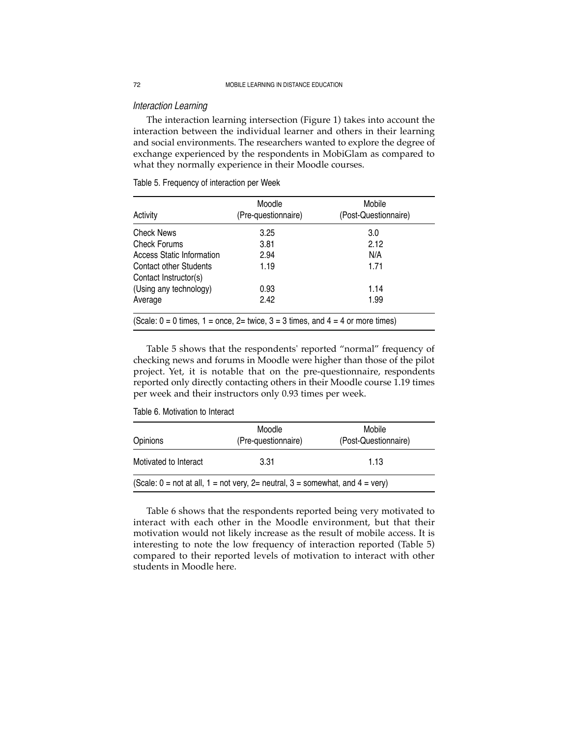### *Interaction Learning*

The interaction learning intersection (Figure 1) takes into account the interaction between the individual learner and others in their learning and social environments. The researchers wanted to explore the degree of exchange experienced by the respondents in MobiGlam as compared to what they normally experience in their Moodle courses.

Table 5. Frequency of interaction per Week

| Activity | Moodle (Pre-questionnaire) | Mobile (Post-Questionnaire) |
|---|---|---|
| Check News | 3.25 | 3.0 |
| Check Forums | 3.81 | 2.12 |
| Access Static Information | 2.94 | N/A |
| Contact other Students | 1.19 | 1.71 |
| Contact Instructor(s) (Using any technology) | 0.93 | 1.14 |
| Average | 2.42 | 1.99 |

(Scale: 0 = 0 times, 1 = once, 2= twice, 3 = 3 times, and 4 = 4 or more times)

Table 5 shows that the respondents' reported "normal" frequency of checking news and forums in Moodle were higher than those of the pilot project. Yet, it is notable that on the pre-questionnaire, respondents reported only directly contacting others in their Moodle course 1.19 times per week and their instructors only 0.93 times per week.

Table 6. Motivation to Interact

| Opinions | Moodle (Pre-questionnaire) | Mobile (Post-Questionnaire) |
|---|---|---|
| Motivated to Interact | 3.31 | 1.13 |

(Scale: 0 = not at all, 1 = not very, 2= neutral, 3 = somewhat, and 4 = very)

Table 6 shows that the respondents reported being very motivated to interact with each other in the Moodle environment, but that their motivation would not likely increase as the result of mobile access. It is interesting to note the low frequency of interaction reported (Table 5) compared to their reported levels of motivation to interact with other students in Moodle here.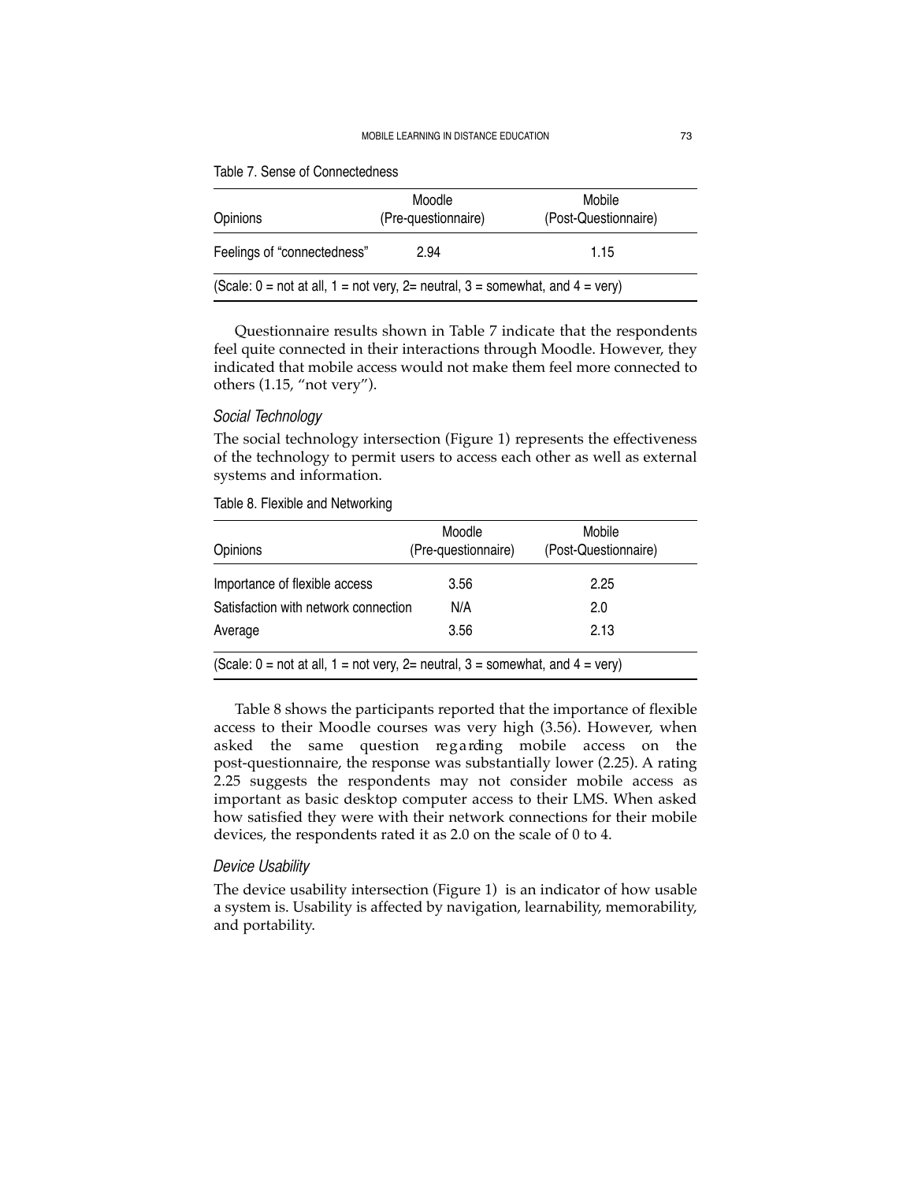Table 7. Sense of Connectedness

| Opinions | Moodle (Pre-questionnaire) | Mobile (Post-Questionnaire) |
|---|---|---|
| Feelings of "connectedness" | 2.94 | 1.15 |
| (Scale: 0 = not at all, 1 = not very, 2= neutral, 3 = somewhat, and 4 = very) | | |

Questionnaire results shown in Table 7 indicate that the respondents feel quite connected in their interactions through Moodle. However, they indicated that mobile access would not make them feel more connected to others (1.15, "not very").

### *Social Technology*

The social technology intersection (Figure 1) represents the effectiveness of the technology to permit users to access each other as well external systems and information.

Table 8. Flexible and Networking

| Opinions | Moodle (Pre-questionnaire) | Mobile (Post-Questionnaire) |
|---|---|---|
| Importance of flexible access | 3.56 | 2.25 |
| Satisfaction with network connection | N/A | 2.0 |
| Average | 3.56 | 2.13 |
| (Scale: 0 = not at all, 1 = not very, 2= neutral, 3 = somewhat, and 4 = very) | | |

Table 8 shows the participants reported that the importance of flexible access to their Moodle courses was very high (3.56). However, when asked the same question regarding mobile access on the post-questionnaire, the response was substantially lower (2.25). A rating 2.25 suggests the respondents may not consider mobile access as important as basic desktop computer access to their LMS. When asked how satisfied they were with their network connections for their mobile devices, the respondents rated it as 2.0 on the scale of 0 to 4.

### *Device Usability*

The device usability intersection (Figure 1) is an indicator of how usable a system is. Usability is affected by navigation, learnability, memorability, and portability.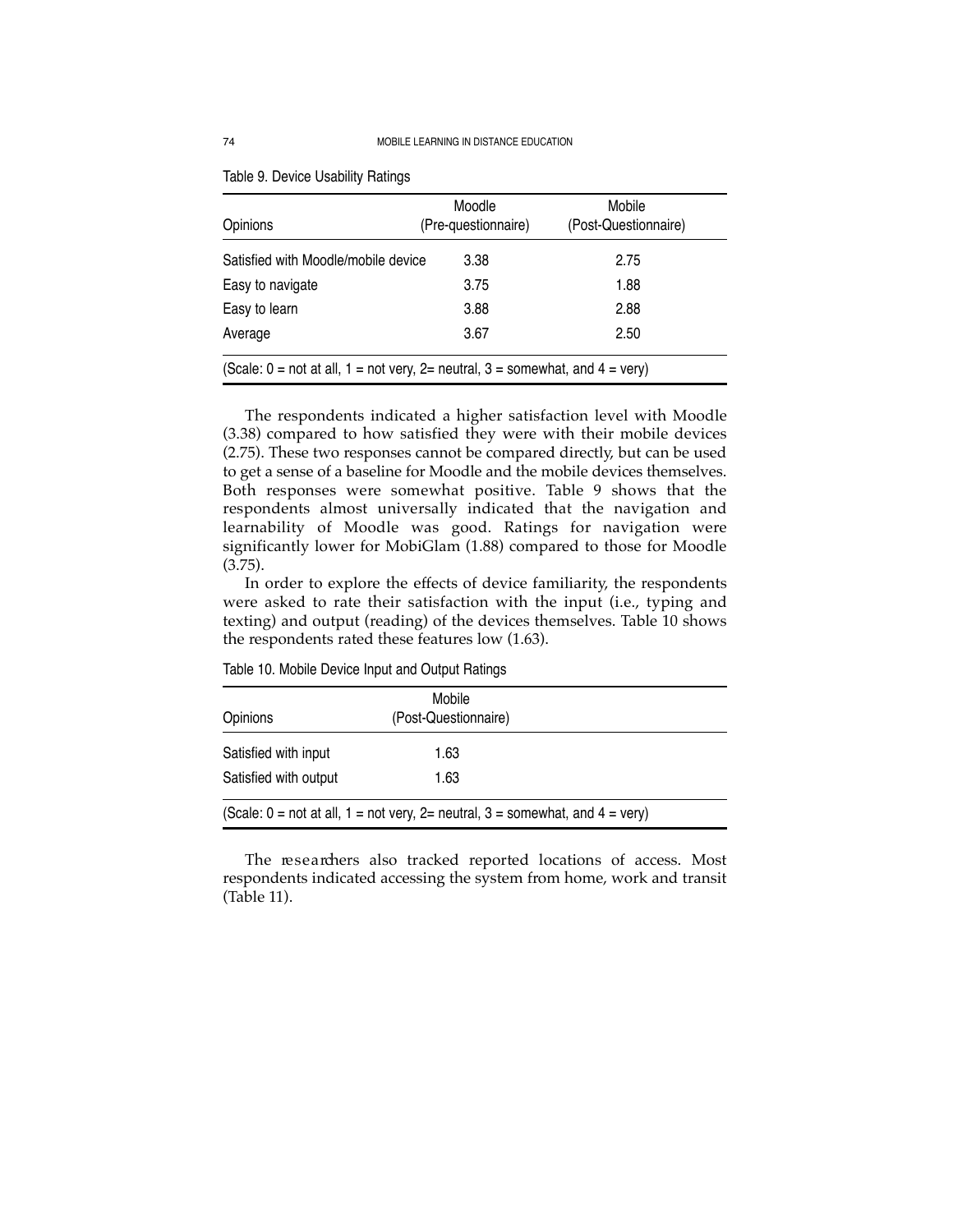Table 9. Device Usability Ratings

| Opinions | Moodle (Pre-questionnaire) | Mobile (Post-Questionnaire) |
|---|---|---|
| Satisfied with Moodle/mobile device | 3.38 | 2.75 |
| Easy to navigate | 3.75 | 1.88 |
| Easy to learn | 3.88 | 2.88 |
| Average | 3.67 | 2.50 |

(Scale: 0 = not at all, 1 = not very, 2= neutral, 3 = somewhat, and 4 = very)

The respondents indicated a higher satisfaction level with Moodle (3.38) compared to how satisfied they were with their mobile devices (2.75). These two responses cannot be compared directly, but can be used to get a sense of a baseline for Moodle and the mobile devices themselves. Both responses were somewhat positive. Table 9 shows that the respondents almost universally indicated that the navigation and learnability of Moodle was good. Ratings for navigation were significantly lower for MobiGlam (1.88) compared to those for Moodle (3.75).

In order to explore the effects of device familiarity, the respondents were asked to rate their satisfaction with the input (i.e., typing and texting) and output (reading) of the devices themselves. Table 10 shows the respondents rated these features low (1.63).

Table 10. Mobile Device Input and Output Ratings

| Opinions | Mobile (Post-Questionnaire) |
|---|---|
| Satisfied with input | 1.63 |
| Satisfied with output | 1.63 |

(Scale: 0 = not at all, 1 = not very, 2= neutral, 3 = somewhat, and 4 = very)

The researchers also tracked reported locations of access. Most respondents indicated accessing the system from home, work and transit (Table 11).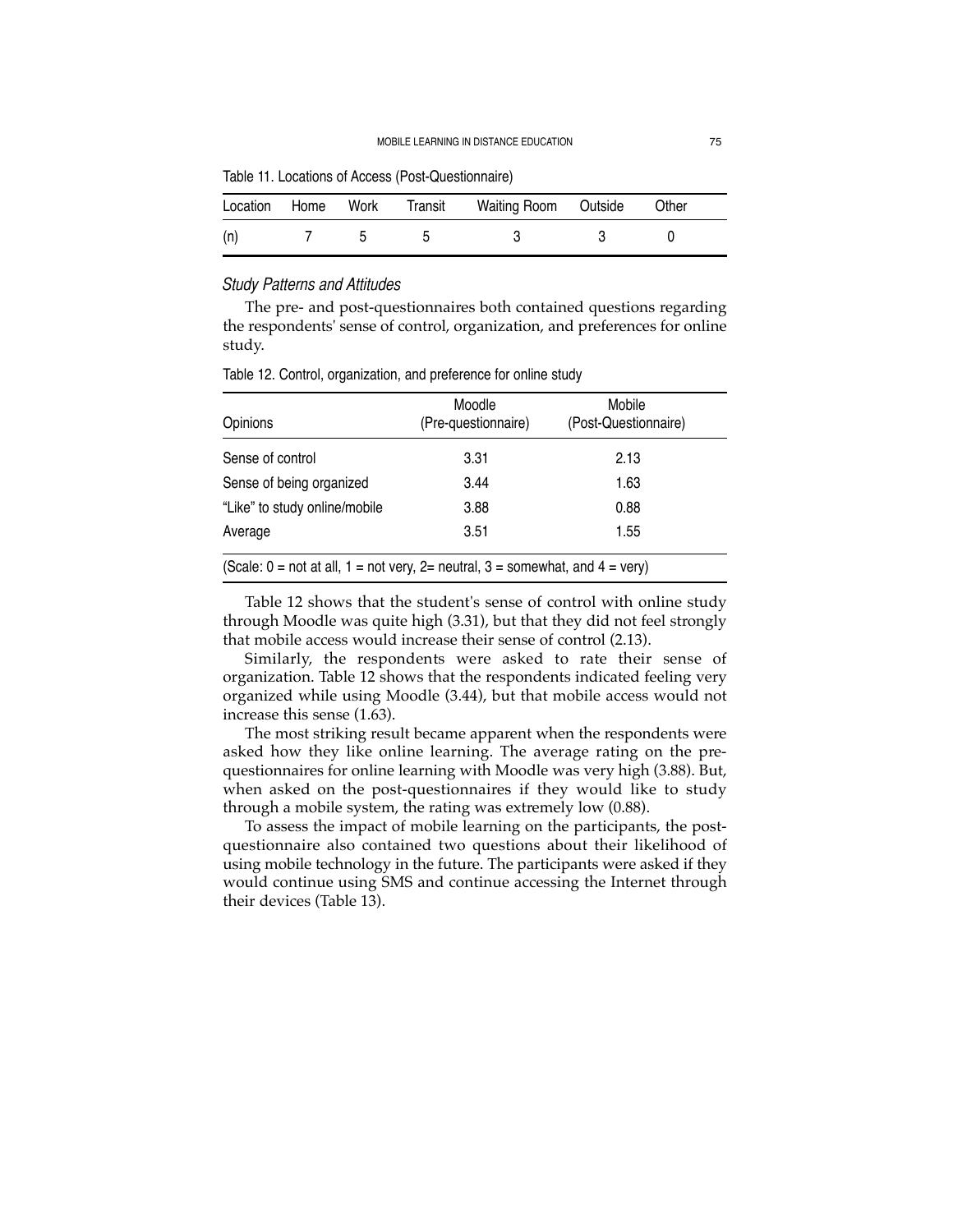Table 11. Locations of Access (Post-Questionnaire)

| Location | Home | Work | Transit | Waiting Room | Outside | Other |
|---|---|---|---|---|---|---|
| (n) | 7 | 5 | 5 | 3 | 3 | 0 |

### *Study Patterns and Attitudes*

The pre- and post-questionnaires both contained questions regarding the respondents' sense of control, organization, and preferences for online study.

Table 12. Control, organization, and preference for online study

| Opinions | Moodle (Pre-questionnaire) | Mobile (Post-Questionnaire) |
|---|---|---|
| Sense of control | 3.31 | 2.13 |
| Sense of being organized | 3.44 | 1.63 |
| "Like" to study online/mobile | 3.88 | 0.88 |
| Average | 3.51 | 1.55 |

(Scale: 0 = not at all, 1 = not very, 2= neutral, 3 = somewhat, and 4 = very)

Table 12 shows that the student's sense of control with online study through Moodle was quite high (3.31), but that they did not feel strongly that mobile access would increase their sense of control (2.13).

Similarly, the respondents were asked to rate their sense of organization. Table 12 shows that the respondents indicated feeling very organized while using Moodle (3.44), but that mobile access would not increase this sense (1.63).

The most striking result became apparent when the respondents were asked how they like online learning. The average rating on the pre-questionnaires for online learning with Moodle was very high (3.88). But, when asked on the post-questionnaires if they would like to study through a mobile system, the rating was extremely low (0.88).

To assess the impact of mobile learning on the participants, the post-questionnaire also contained two questions about their likelihood of using mobile technology in the future. The participants were asked if they would continue using SMS and continue accessing the Internet through their devices (Table 13).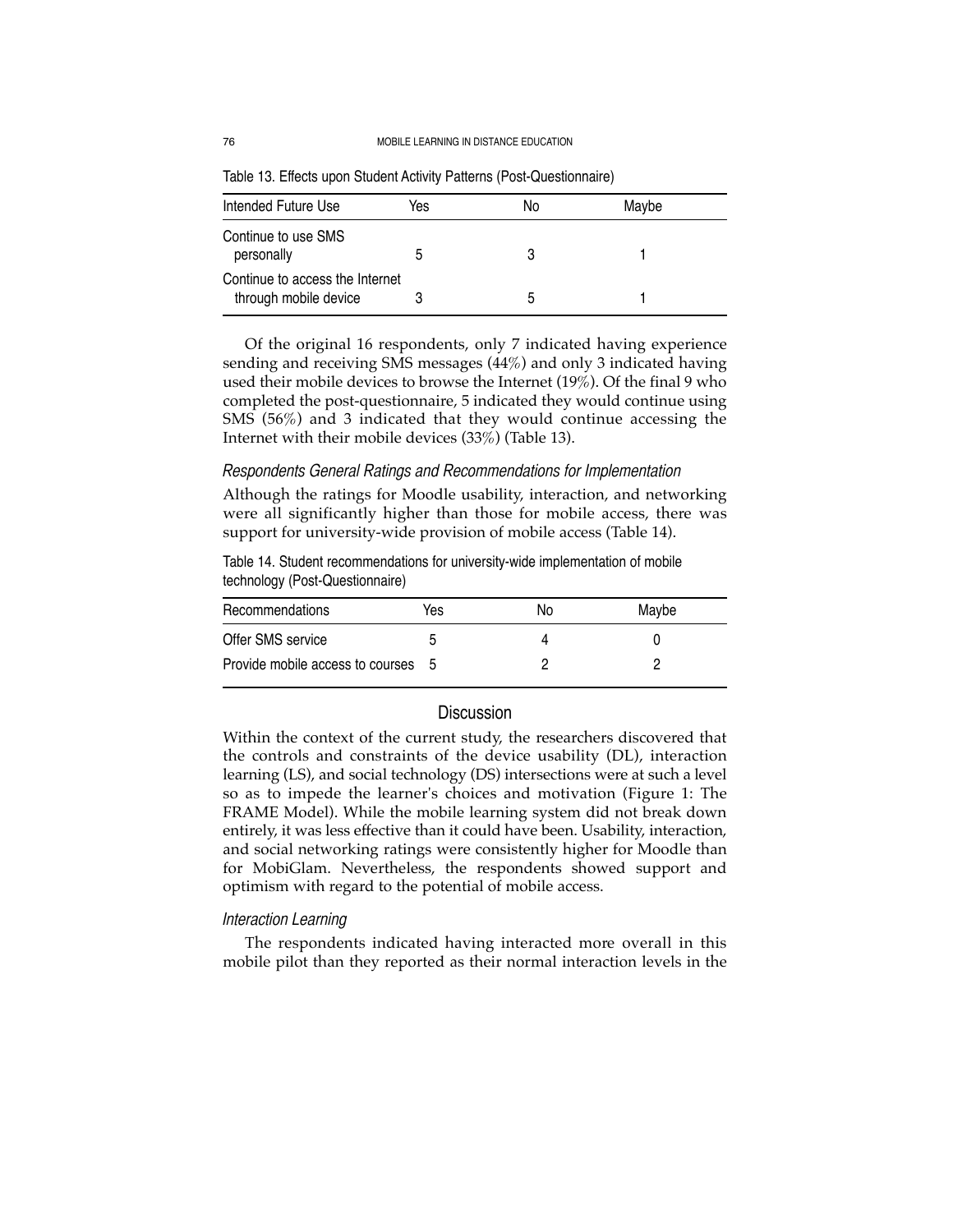Table 13. Effects upon Student Activity Patterns (Post-Questionnaire)

| Intended Future Use | Yes | No | Maybe |
|---|---|---|---|
| Continue to use SMS personally | 5 | 3 | 1 |
| Continue to access the Internet through mobile device | 3 | 5 | 1 |

Of the original 16 respondents, only 7 indicated having experience sending and receiving SMS messages (44%) and only 3 indicated having used their mobile devices to browse the Internet (19%). Of the final 9 who completed the post-questionnaire, 5 indicated they would continue using SMS (56%) and 3 indicated that they would continue accessing the Internet with their mobile devices (33%) (Table 13).

### *Respondents General Ratings and Recommendations for Implementation*

Although the ratings for Moodle usability, interaction, and networking were all significantly higher than those for mobile access, there was support for university-wide provision of mobile access (Table 14).

Table 14. Student recommendations for university-wide implementation of mobile technology (Post-Questionnaire)

| Recommendations | Yes | No | Maybe |
|---|---|---|---|
| Offer SMS service | 5 | 4 | 0 |
| Provide mobile access to courses | 5 | 2 | 2 |

## Discussion

Within the context of the current study, the researchers discovered that the controls and constraints of the device usability (DL), interaction learning (LS), and social technology (DS) intersections were at such a level so as to impede the learner's choices and motivation (Figure 1: The FRAME Model). While the mobile learning system did not break down entirely, it was less effective than it could have been. Usability, interaction, and social networking ratings were consistently higher for Moodle than for MobiGlam. Nevertheless, the respondents showed support and optimism with regard to the potential of mobile access.

### *Interaction Learning*

The respondents indicated having interacted more overall in this mobile pilot than they reported as their normal interaction levels in the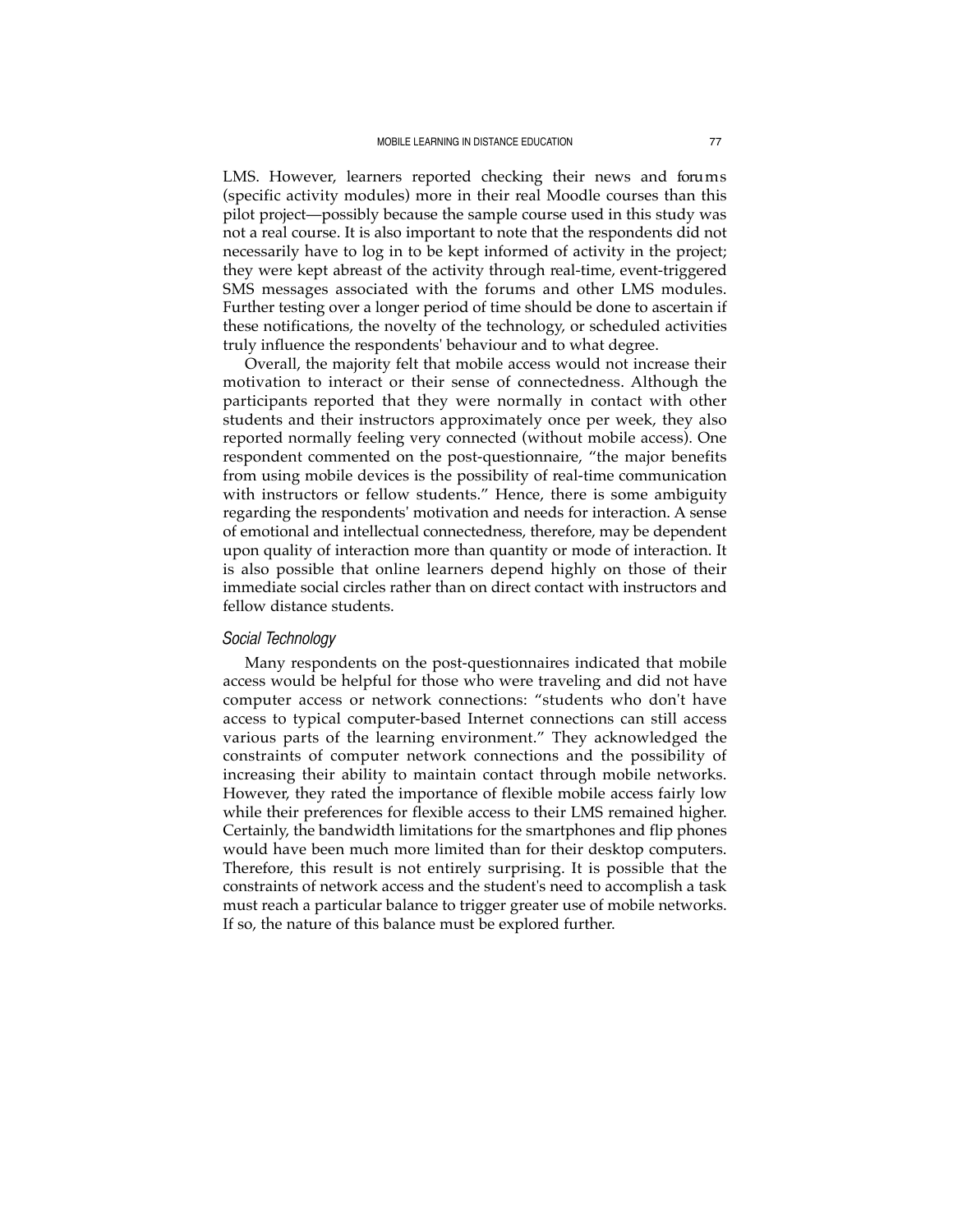LMS. However, learners reported checking their news and forums (specific activity modules) more in their real Moodle courses than this pilot project—possibly because the sample course used in this study was not a real course. It is also important to note that the respondents did not necessarily have to log in to be kept informed of activity in the project; they were kept abreast of the activity through real-time, event-triggered SMS messages associated with the forums and other LMS modules. Further testing over a longer period of time should be done to ascertain if these notifications, the novelty of the technology, or scheduled activities truly influence the respondents' behaviour and to what degree.

Overall, the majority felt that mobile access would not increase their motivation to interact or their sense of connectedness. Although the participants reported that they were normally in contact with other students and their instructors approximately once per week, they also reported normally feeling very connected (without mobile access). One respondent commented on the post-questionnaire, "the major benefits from using mobile devices is the possibility of real-time communication with instructors or fellow students." Hence, there is some ambiguity regarding the respondents' motivation and needs for interaction. A sense of emotional and intellectual connectedness, therefore, may be dependent upon quality of interaction more than quantity or mode of interaction. It is also possible that online learners depend highly on those of their immediate social circles rather than on direct contact with instructors and fellow distance students.

### *Social Technology*

Many respondents on the post-questionnaires indicated that mobile access would be helpful for those who were traveling and did not have computer access or network connections: "students who don't have access to typical computer-based Internet connections can still access various parts of the learning environment." They acknowledged the constraints of computer network connections and the possibility of increasing their ability to maintain contact through mobile networks. However, they rated the importance of flexible mobile access fairly low while their preferences for flexible access to their LMS remained higher. Certainly, the bandwidth limitations for the smartphones and flip phones would have been much more limited than for their desktop computers. Therefore, this result is not entirely surprising. It is possible that the constraints of network access and the student's need to accomplish a task must reach a particular balance to trigger greater use of mobile networks. If so, the nature of this balance must be explored further.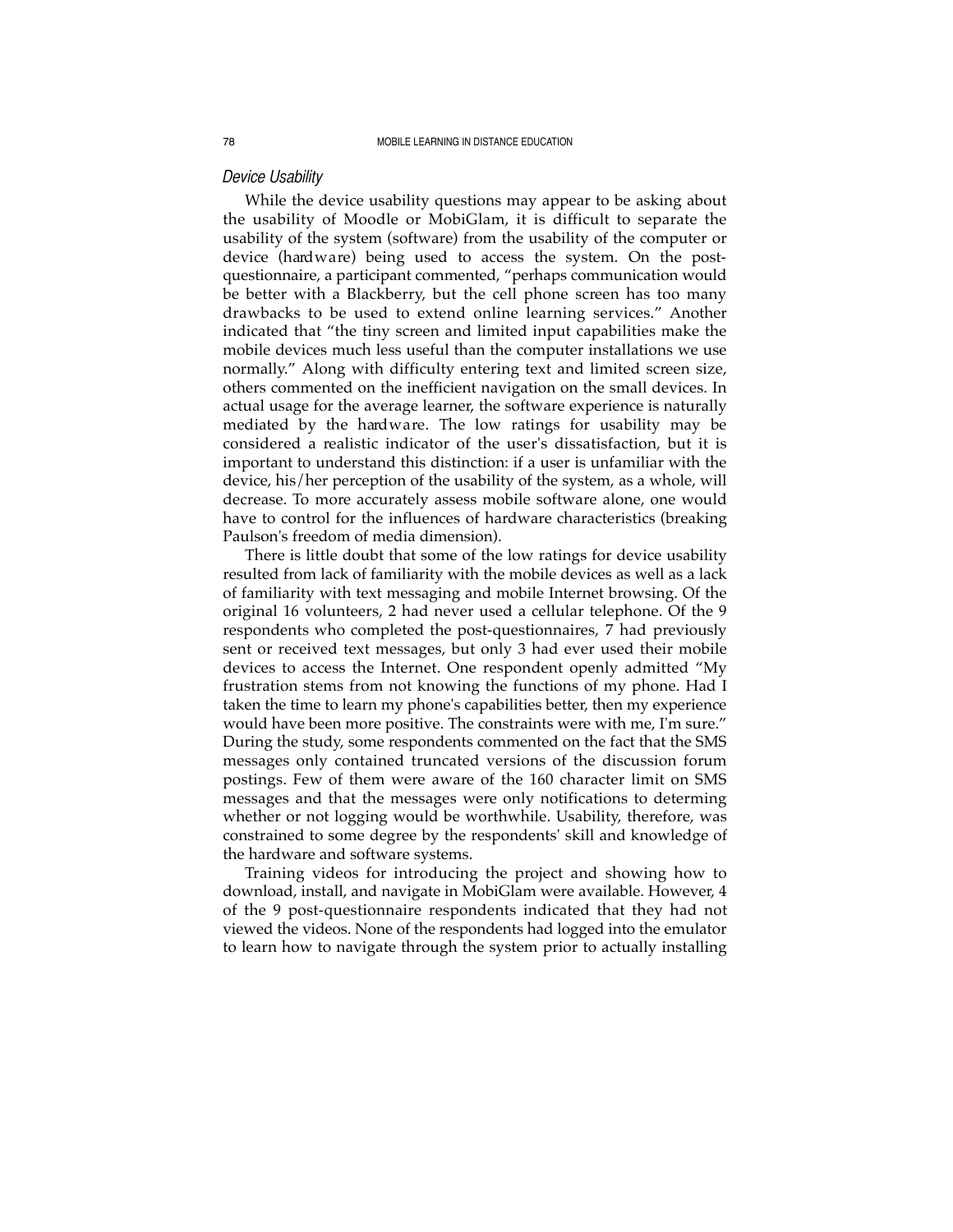### *Device Usability*

While the device usability questions may appear to be asking about the usability of Moodle or MobiGlam, it is difficult to separate the usability of the system (software) from the usability of the computer or device (hardware) being used to access the system. On the post-questionnaire, a participant commented, "perhaps communication would be better with a Blackberry, but the cell phone screen has too many drawbacks to be used to extend online learning services." Another indicated that "the tiny screen and limited input capabilities make the mobile devices much less useful than the computer installations we use normally." Along with difficulty entering text and limited screen size, others commented on the inefficient navigation on the small devices. In actual usage for the average learner, the software experience is naturally mediated by the hardware. The low ratings for usability may be considered a realistic indicator of the user's dissatisfaction, but it is important to understand this distinction: if a user is unfamiliar with the device, his/her perception of the usability of the system, as a whole, will decrease. To more accurately assess mobile software alone, one would have to control for the influences of hardware characteristics (breaking Paulson's freedom of media dimension).

There is little doubt that some of the low ratings for device usability resulted from lack of familiarity with the mobile devices as well as a lack of familiarity with text messaging and mobile Internet browsing. Of the original 16 volunteers, 2 had never used a cellular telephone. Of the 9 respondents who completed the post-questionnaires, 7 had previously sent or received text messages, but only 3 had ever used their mobile devices to access the Internet. One respondent openly admitted "My frustration stems from not knowing the functions of my phone. Had I taken the time to learn my phone's capabilities better, then my experience would have been more positive. The constraints were with me, I'm sure." During the study, some respondents commented on the fact that the SMS messages only contained truncated versions of the discussion forum postings. Few of them were aware of the 160 character limit on SMS messages and that the messages were only notifications to determing whether or not logging would be worthwhile. Usability, therefore, was constrained to some degree by the respondents' skill and knowledge of the hardware and software systems.

Training videos for introducing the project and showing how to download, install, and navigate in MobiGlam were available. However, 4 of the 9 post-questionnaire respondents indicated that they had not viewed the videos. None of the respondents had logged into the emulator to learn how to navigate through the system prior to actually installing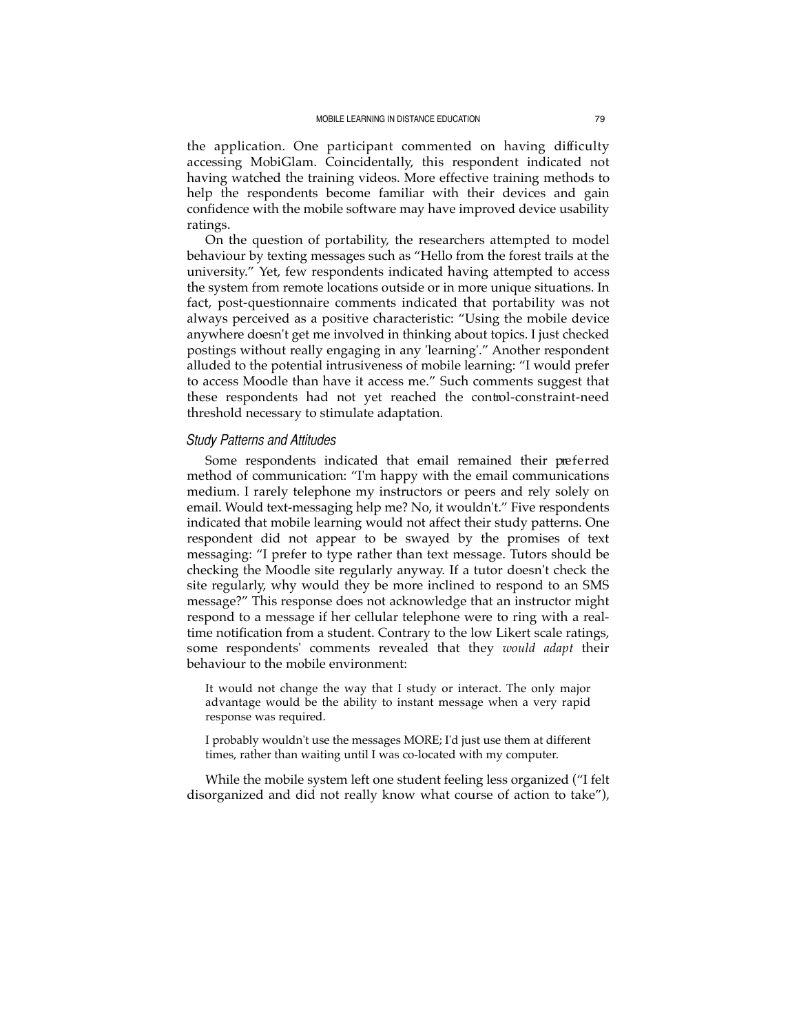the application. One participant commented on having difficulty accessing MobiGlam. Coincidentally, this respondent indicated not having watched the training videos. More effective training methods to help the respondents become familiar with their devices and gain confidence with the mobile software may have improved device usability ratings.

On the question of portability, the researchers attempted to model behaviour by texting messages such as "Hello from the forest trails at the university." Yet, few respondents indicated having attempted to access the system from remote locations outside or in more unique situations. In fact, post-questionnaire comments indicated that portability was not always perceived as a positive characteristic: "Using the mobile device anywhere doesn't get me involved in thinking about topics. I just checked postings without really engaging in any 'learning'." Another respondent alluded to the potential intrusiveness of mobile learning: "I would prefer to access Moodle than have it access me." Such comments suggest that these respondents had not yet reached the control-constraint-need threshold necessary to stimulate adaptation.

### *Study Patterns and Attitudes*

Some respondents indicated that email remained their preferred method of communication: "I'm happy with the email communications medium. I rarely telephone my instructors or peers and rely solely on email. Would text-messaging help me? No, it wouldn't." Five respondents indicated that mobile learning would not affect their study patterns. One respondent did not appear to be swayed by the promises of text messaging: "I prefer to type rather than text message. Tutors should be checking the Moodle site regularly anyway. If a tutor doesn't check the site regularly, why would they be more inclined to respond to an SMS message?" This response does not acknowledge that an instructor might respond to a message if her cellular telephone were to ring with a real-time notification from a student. Contrary to the low Likert scale ratings, some respondents' comments revealed that they *would adapt* their behaviour to the mobile environment:

> It would not change the way that I study or interact. The only major advantage would be the ability to instant message when a very rapid response was required.

> I probably wouldn't use the messages MORE; I'd just use them at different times, rather than waiting until I was co-located with my computer.

While the mobile system left one student feeling less organized ("I felt disorganized and did not really know what course of action to take"),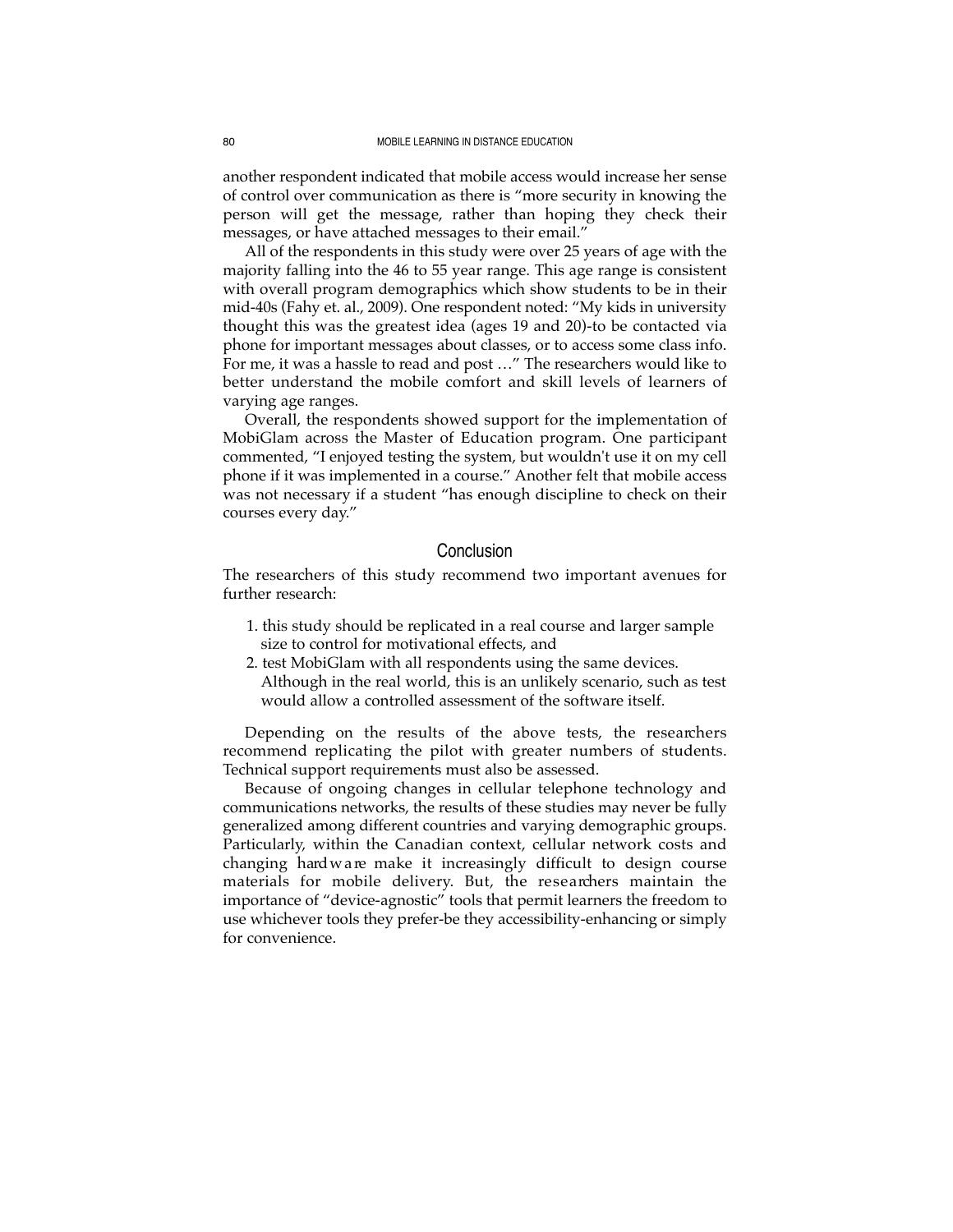another respondent indicated that mobile access would increase her sense of control over communication as there is "more security in knowing the person will get the message, rather than hoping they check their messages, or have attached messages to their email."

All of the respondents in this study were over 25 years of age with the majority falling into the 46 to 55 year range. This age range is consistent with overall program demographics which show students to be in their mid-40s (Fahy et. al., 2009). One respondent noted: "My kids in university thought this was the greatest idea (ages 19 and 20)-to be contacted via phone for important messages about classes, or to access some class info. For me, it was a hassle to read and post …" The researchers would like to better understand the mobile comfort and skill levels of learners of varying age ranges.

Overall, the respondents showed support for the implementation of MobiGlam across the Master of Education program. One participant commented, "I enjoyed testing the system, but wouldn't use it on my cell phone if it was implemented in a course." Another felt that mobile access was not necessary if a student "has enough discipline to check on their courses every day."

## Conclusion

The researchers of this study recommend two important avenues for further research:

1. this study should be replicated in a real course and larger sample size to control for motivational effects, and
2. test MobiGlam with all respondents using the same devices. Although in the real world, this is an unlikely scenario, such as test would allow a controlled assessment of the software itself.

Depending on the results of the above tests, the researchers recommend replicating the pilot with greater numbers of students. Technical support requirements must also be assessed.

Because of ongoing changes in cellular telephone technology and communications networks, the results of these studies may never be fully generalized among different countries and varying demographic groups. Particularly, within the Canadian context, cellular network costs and changing hardware make it increasingly difficult to design course materials for mobile delivery. But, the researchers maintain the importance of "device-agnostic" tools that permit learners the freedom to use whichever tools they prefer-be they accessibility-enhancing or simply for convenience.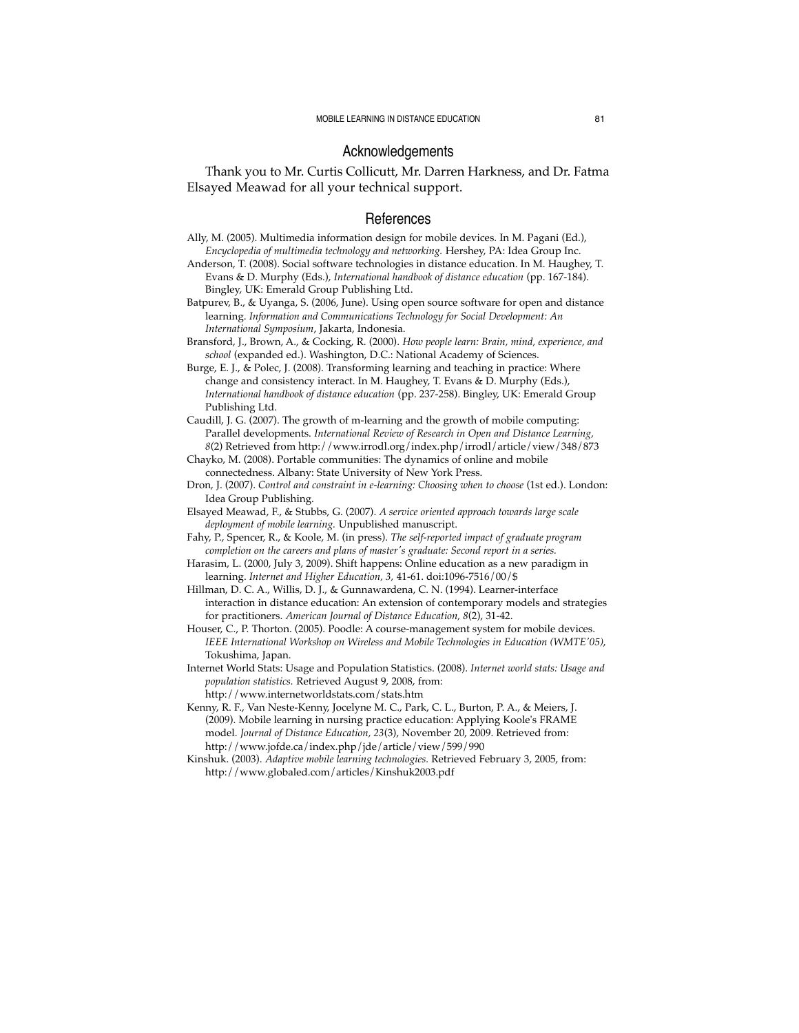## Acknowledgements

Thank you to Mr. Curtis Collicutt, Mr. Darren Harkness, and Dr. Fatma Elsayed Meawad for all your technical support.

## References

Ally, M. (2005). Multimedia information design for mobile devices. In M. Pagani (Ed.), *Encyclopedia of multimedia technology and networking.* Hershey, PA: Idea Group Inc.

Anderson, T. (2008). Social software technologies in distance education. In M. Haughey, T. Evans & D. Murphy (Eds.), *International handbook of distance education* (pp. 167-184). Bingley, UK: Emerald Group Publishing Ltd.

Batpurev, B., & Uyanga, S. (2006, June). Using open source software for open and distance learning. *Information and Communications Technology for Social Development: An International Symposium*, Jakarta, Indonesia.

Bransford, J., Brown, A., & Cocking, R. (2000). *How people learn: Brain, mind, experience, and school* (expanded ed.). Washington, D.C.: National Academy of Sciences.

Burge, E. J., & Polec, J. (2008). Transforming learning and teaching in practice: Where change and consistency interact. In M. Haughey, T. Evans & D. Murphy (Eds.), *International handbook of distance education* (pp. 237-258). Bingley, UK: Emerald Group Publishing Ltd.

Caudill, J. G. (2007). The growth of m-learning and the growth of mobile computing: Parallel developments. *International Review of Research in Open and Distance Learning, 8*(2) Retrieved from http://www.irrodl.org/index.php/irrodl/article/view/348/873

Chayko, M. (2008). Portable communities: The dynamics of online and mobile connectedness. Albany: State University of New York Press.

Dron, J. (2007). *Control and constraint in e-learning: Choosing when to choose* (1st ed.). London: Idea Group Publishing.

Elsayed Meawad, F., & Stubbs, G. (2007). *A service oriented approach towards large scale deployment of mobile learning.* Unpublished manuscript.

Fahy, P., Spencer, R., & Koole, M. (in press). *The self-reported impact of graduate program completion on the careers and plans of master's graduate: Second report in a series.*

Harasim, L. (2000, July 3, 2009). Shift happens: Online education as a new paradigm in learning. *Internet and Higher Education, 3,* 41-61. doi:1096-7516/00/$

Hillman, D. C. A., Willis, D. J., & Gunnawardena, C. N. (1994). Learner-interface interaction in distance education: An extension of contemporary models and strategies for practitioners. *American Journal of Distance Education, 8*(2), 31-42.

Houser, C., P. Thorton. (2005). Poodle: A course-management system for mobile devices. *IEEE International Workshop on Wireless and Mobile Technologies in Education (WMTE'05)*, Tokushima, Japan.

Internet World Stats: Usage and Population Statistics. (2008). *Internet world stats: Usage and population statistics.* Retrieved August 9, 2008, from: http://www.internetworldstats.com/stats.htm

Kenny, R. F., Van Neste-Kenny, Jocelyne M. C., Park, C. L., Burton, P. A., & Meiers, J. (2009). Mobile learning in nursing practice education: Applying Koole's FRAME model. *Journal of Distance Education, 23*(3), November 20, 2009. Retrieved from: http://www.jofde.ca/index.php/jde/article/view/599/990

Kinshuk. (2003). *Adaptive mobile learning technologies.* Retrieved February 3, 2005, from: http://www.globaled.com/articles/Kinshuk2003.pdf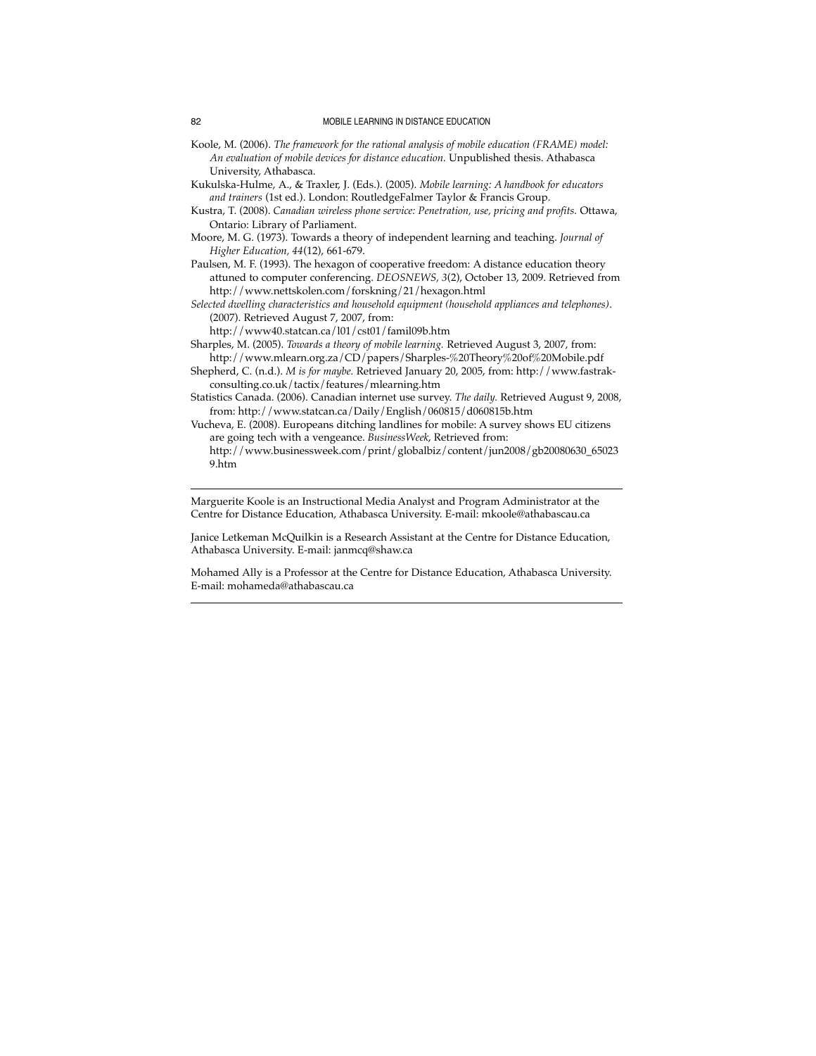Koole, M. (2006). *The framework for the rational analysis of mobile education (FRAME) model: An evaluation of mobile devices for distance education.* Unpublished thesis. Athabasca University, Athabasca.

Kukulska-Hulme, A., & Traxler, J. (Eds.). (2005). *Mobile learning: A handbook for educators and trainers* (1st ed.). London: RoutledgeFalmer Taylor & Francis Group.

Kustra, T. (2008). *Canadian wireless phone service: Penetration, use, pricing and profits.* Ottawa, Ontario: Library of Parliament.

Moore, M. G. (1973). Towards a theory of independent learning and teaching. *Journal of Higher Education, 44*(12), 661-679.

Paulsen, M. F. (1993). The hexagon of cooperative freedom: A distance education theory attuned to computer conferencing. *DEOSNEWS, 3*(2), October 13, 2009. Retrieved from http://www.nettskolen.com/forskning/21/hexagon.html

*Selected dwelling characteristics and household equipment (household appliances and telephones)*. (2007). Retrieved August 7, 2007, from: http://www40.statcan.ca/l01/cst01/famil09b.htm

Sharples, M. (2005). *Towards a theory of mobile learning.* Retrieved August 3, 2007, from: http://www.mlearn.org.za/CD/papers/Sharples-%20Theory%20of%20Mobile.pdf

Shepherd, C. (n.d.). *M is for maybe.* Retrieved January 20, 2005, from: http://www.fastrak-consulting.co.uk/tactix/features/mlearning.htm

Statistics Canada. (2006). Canadian internet use survey. *The daily.* Retrieved August 9, 2008, from: http://www.statcan.ca/Daily/English/060815/d060815b.htm

Vucheva, E. (2008). Europeans ditching landlines for mobile: A survey shows EU citizens are going tech with a vengeance. *BusinessWeek*, Retrieved from: http://www.businessweek.com/print/globalbiz/content/jun2008/gb20080630_650239.htm

---

Marguerite Koole is an Instructional Media Analyst and Program Administrator at the Centre for Distance Education, Athabasca University. E-mail: mkoole@athabascau.ca

Janice Letkeman McQuilkin is a Research Assistant at the Centre for Distance Education, Athabasca University. E-mail: janmcq@shaw.ca

Mohamed Ally is a Professor at the Centre for Distance Education, Athabasca University. E-mail: mohameda@athabascau.ca